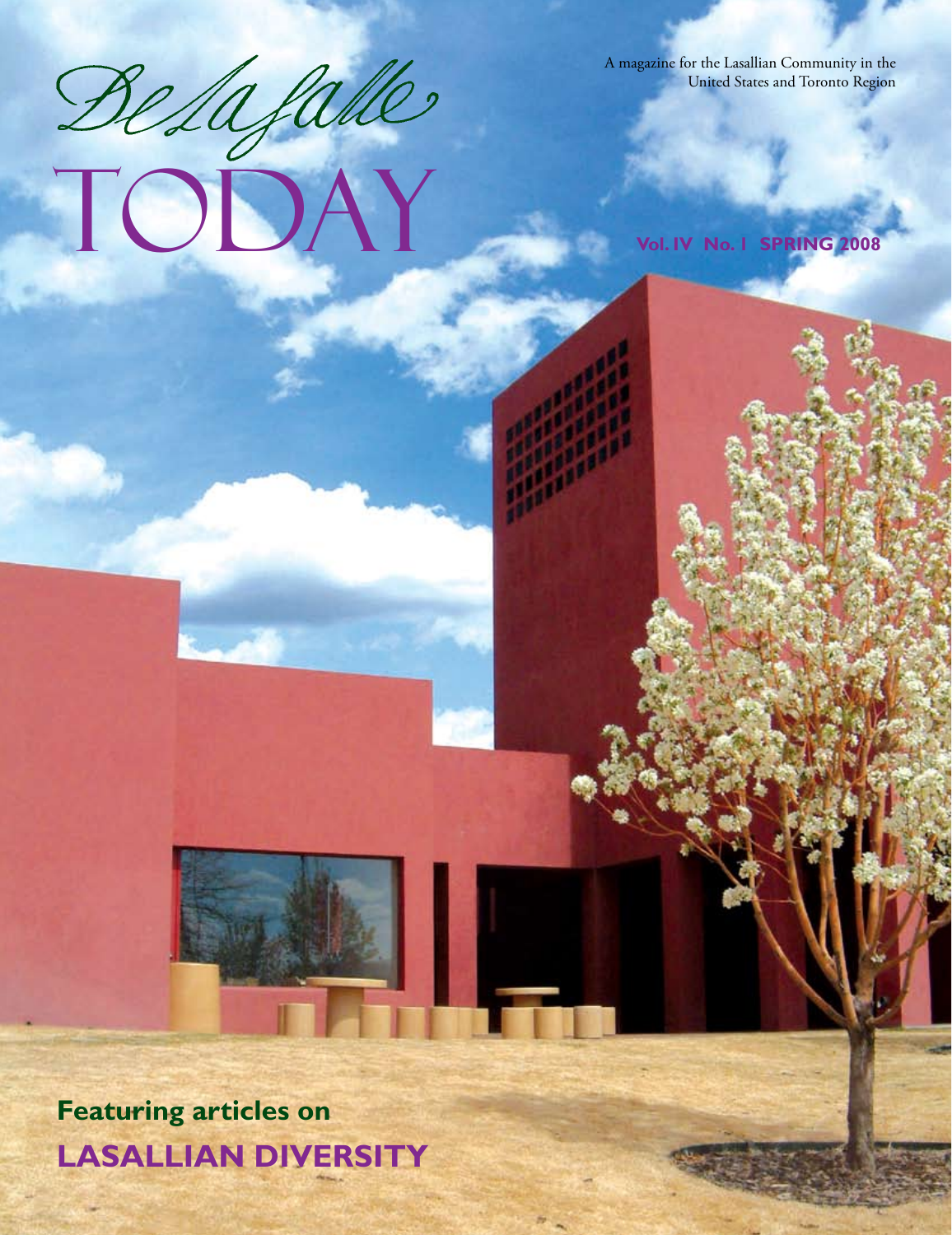# De La Salle TODAY

A magazine for the Lasallian Community in the United States and Toronto Region

**Vol. IV No. 1 SPRING 2008**

**Featuring articles on**

## LASALLIAN DIVERSITY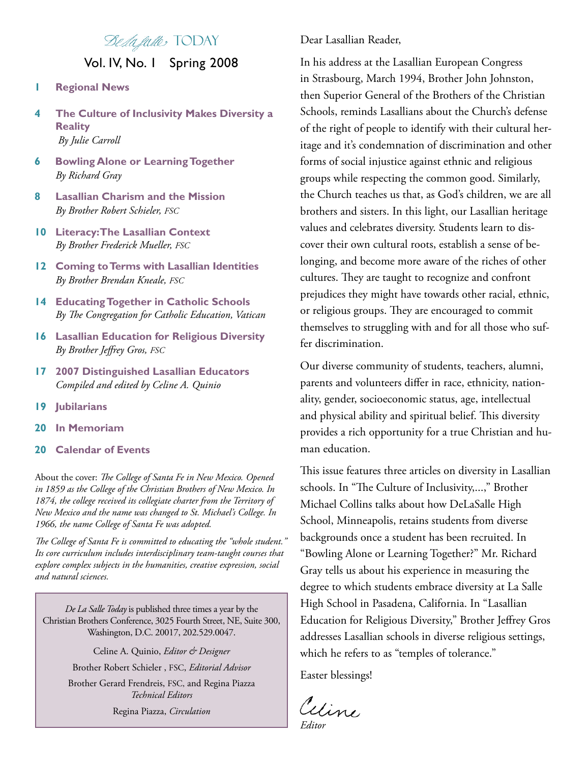# De La Salle TODAY

## Vol. IV, No. 1 Spring 2008

- **1** **Regional News**
- **4** **The Culture of Inclusivity Makes Diversity a Reality**
  *By Julie Carroll*
- **6** **Bowling Alone or Learning Together**
  *By Richard Gray*
- **8** **Lasallian Charism and the Mission**
  *By Brother Robert Schieler, FSC*
- **10** **Literacy: The Lasallian Context**
  *By Brother Frederick Mueller, FSC*
- **12** **Coming to Terms with Lasallian Identities**
  *By Brother Brendan Kneale, FSC*
- **14** **Educating Together in Catholic Schools**
  *By The Congregation for Catholic Education, Vatican*
- **16** **Lasallian Education for Religious Diversity**
  *By Brother Jeffrey Gros, FSC*
- **17** **2007 Distinguished Lasallian Educators**
  *Compiled and edited by Celine A. Quinio*
- **19** **Jubilarians**
- **20** **In Memoriam**
- **20** **Calendar of Events**

About the cover: *The College of Santa Fe in New Mexico. Opened in 1859 as the College of the Christian Brothers of New Mexico. In 1874, the college received its collegiate charter from the Territory of New Mexico and the name was changed to St. Michael's College. In 1966, the name College of Santa Fe was adopted.*

*The College of Santa Fe is committed to educating the "whole student." Its core curriculum includes interdisciplinary team-taught courses that explore complex subjects in the humanities, creative expression, social and natural sciences.*

*De La Salle Today* is published three times a year by the Christian Brothers Conference, 3025 Fourth Street, NE, Suite 300, Washington, D.C. 20017, 202.529.0047.

Celine A. Quinio, *Editor & Designer*

Brother Robert Schieler , FSC, *Editorial Advisor*

Brother Gerard Frendreis, FSC, and Regina Piazza *Technical Editors*

Regina Piazza, *Circulation*

Dear Lasallian Reader,

In his address at the Lasallian European Congress in Strasbourg, March 1994, Brother John Johnston, then Superior General of the Brothers of the Christian Schools, reminds Lasallians about the Church's defense of the right of people to identify with their cultural heritage and it's condemnation of discrimination and other forms of social injustice against ethnic and religious groups while respecting the common good. Similarly, the Church teaches us that, as God's children, we are all brothers and sisters. In this light, our Lasallian heritage values and celebrates diversity. Students learn to discover their own cultural roots, establish a sense of belonging, and become more aware of the riches of other cultures. They are taught to recognize and confront prejudices they might have towards other racial, ethnic, or religious groups. They are encouraged to commit themselves to struggling with and for all those who suffer discrimination.

Our diverse community of students, teachers, alumni, parents and volunteers differ in race, ethnicity, nationality, gender, socioeconomic status, age, intellectual and physical ability and spiritual belief. This diversity provides a rich opportunity for a true Christian and human education.

This issue features three articles on diversity in Lasallian schools. In "The Culture of Inclusivity,...," Brother Michael Collins talks about how DeLaSalle High School, Minneapolis, retains students from diverse backgrounds once a student has been recruited. In "Bowling Alone or Learning Together?" Mr. Richard Gray tells us about his experience in measuring the degree to which students embrace diversity at La Salle High School in Pasadena, California. In "Lasallian Education for Religious Diversity," Brother Jeffrey Gros addresses Lasallian schools in diverse religious settings, which he refers to as "temples of tolerance."

Easter blessings!

Celine

*Editor*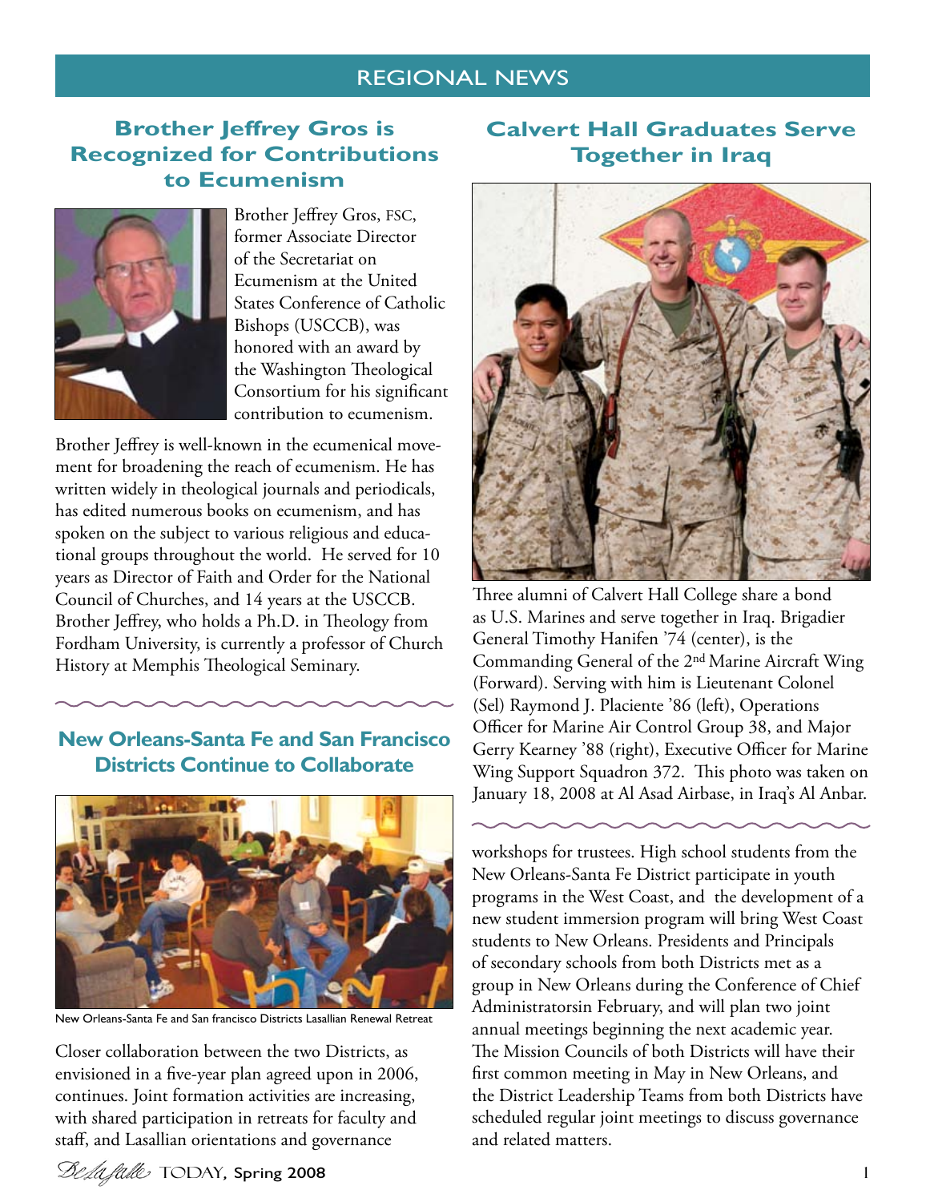## REGIONAL NEWS

### Brother Jeffrey Gros is Recognized for Contributions to Ecumenism

Brother Jeffrey Gros, FSC, former Associate Director of the Secretariat on Ecumenism at the United States Conference of Catholic Bishops (USCCB), was honored with an award by the Washington Theological Consortium for his significant contribution to ecumenism.

Brother Jeffrey is well-known in the ecumenical movement for broadening the reach of ecumenism. He has written widely in theological journals and periodicals, has edited numerous books on ecumenism, and has spoken on the subject to various religious and educational groups throughout the world. He served for 10 years as Director of Faith and Order for the National Council of Churches, and 14 years at the USCCB. Brother Jeffrey, who holds a Ph.D. in Theology from Fordham University, is currently a professor of Church History at Memphis Theological Seminary.

### New Orleans-Santa Fe and San Francisco Districts Continue to Collaborate

New Orleans-Santa Fe and San francisco Districts Lasallian Renewal Retreat

Closer collaboration between the two Districts, as envisioned in a five-year plan agreed upon in 2006, continues. Joint formation activities are increasing, with shared participation in retreats for faculty and staff, and Lasallian orientations and governance workshops for trustees. High school students from the New Orleans-Santa Fe District participate in youth programs in the West Coast, and the development of a new student immersion program will bring West Coast students to New Orleans. Presidents and Principals of secondary schools from both Districts met as a group in New Orleans during the Conference of Chief Administratorsin February, and will plan two joint annual meetings beginning the next academic year. The Mission Councils of both Districts will have their first common meeting in May in New Orleans, and the District Leadership Teams from both Districts have scheduled regular joint meetings to discuss governance and related matters.

### Calvert Hall Graduates Serve Together in Iraq

Three alumni of Calvert Hall College share a bond as U.S. Marines and serve together in Iraq. Brigadier General Timothy Hanifen '74 (center), is the Commanding General of the 2nd Marine Aircraft Wing (Forward). Serving with him is Lieutenant Colonel (Sel) Raymond J. Placiente '86 (left), Operations Officer for Marine Air Control Group 38, and Major Gerry Kearney '88 (right), Executive Officer for Marine Wing Support Squadron 372. This photo was taken on January 18, 2008 at Al Asad Airbase, in Iraq's Al Anbar.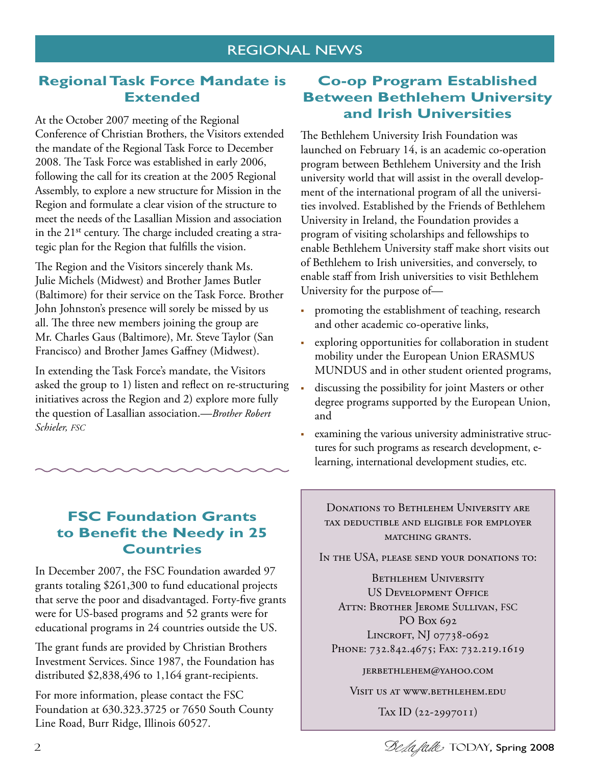# REGIONAL NEWS

## Regional Task Force Mandate is Extended

At the October 2007 meeting of the Regional Conference of Christian Brothers, the Visitors extended the mandate of the Regional Task Force to December 2008. The Task Force was established in early 2006, following the call for its creation at the 2005 Regional Assembly, to explore a new structure for Mission in the Region and formulate a clear vision of the structure to meet the needs of the Lasallian Mission and association in the 21st century. The charge included creating a strategic plan for the Region that fulfills the vision.

The Region and the Visitors sincerely thank Ms. Julie Michels (Midwest) and Brother James Butler (Baltimore) for their service on the Task Force. Brother John Johnston's presence will sorely be missed by us all. The three new members joining the group are Mr. Charles Gaus (Baltimore), Mr. Steve Taylor (San Francisco) and Brother James Gaffney (Midwest).

In extending the Task Force's mandate, the Visitors asked the group to 1) listen and reflect on re-structuring initiatives across the Region and 2) explore more fully the question of Lasallian association.—*Brother Robert Schieler, FSC*

## Co-op Program Established Between Bethlehem University and Irish Universities

The Bethlehem University Irish Foundation was launched on February 14, is an academic co-operation program between Bethlehem University and the Irish university world that will assist in the overall development of the international program of all the universities involved. Established by the Friends of Bethlehem University in Ireland, the Foundation provides a program of visiting scholarships and fellowships to enable Bethlehem University staff make short visits out of Bethlehem to Irish universities, and conversely, to enable staff from Irish universities to visit Bethlehem University for the purpose of—

- promoting the establishment of teaching, research and other academic co-operative links,
- exploring opportunities for collaboration in student mobility under the European Union ERASMUS MUNDUS and in other student oriented programs,
- discussing the possibility for joint Masters or other degree programs supported by the European Union, and
- examining the various university administrative structures for such programs as research development, e-learning, international development studies, etc.

## FSC Foundation Grants to Benefit the Needy in 25 Countries

In December 2007, the FSC Foundation awarded 97 grants totaling $261,300 to fund educational projects that serve the poor and disadvantaged. Forty-five grants were for US-based programs and 52 grants were for educational programs in 24 countries outside the US.

The grant funds are provided by Christian Brothers Investment Services. Since 1987, the Foundation has distributed $2,838,496 to 1,164 grant-recipients.

For more information, please contact the FSC Foundation at 630.323.3725 or 7650 South County Line Road, Burr Ridge, Illinois 60527.

---

Donations to Bethlehem University are tax deductible and eligible for employer matching grants.

In the USA, please send your donations to:

Bethlehem University  
US Development Office  
Attn: Brother Jerome Sullivan, FSC  
PO Box 692  
Lincroft, NJ 07738-0692  
Phone: 732.842.4675; Fax: 732.219.1619

jerbethlehem@yahoo.com

Visit us at www.bethlehem.edu

Tax ID (22-2997011)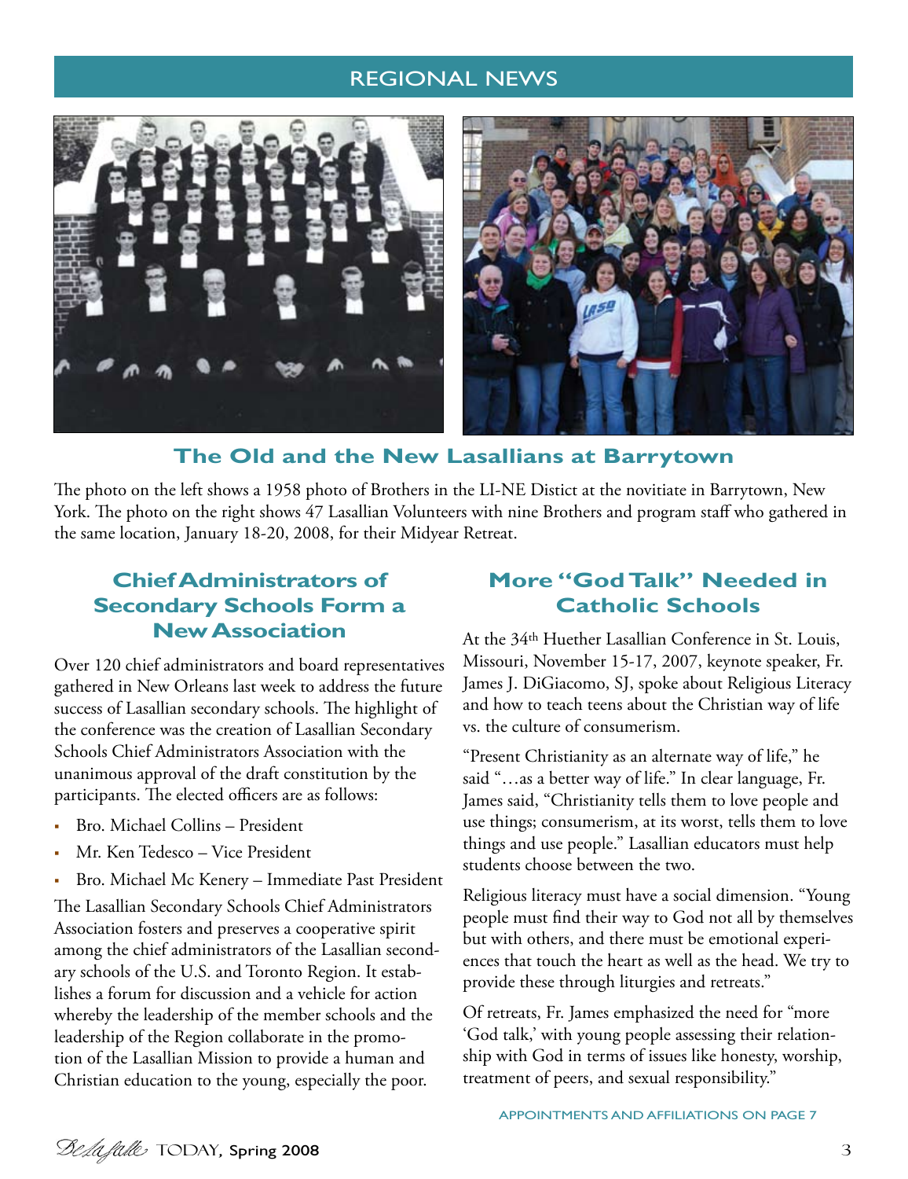## REGIONAL NEWS

## The Old and the New Lasallians at Barrytown

The photo on the left shows a 1958 photo of Brothers in the LI-NE Distict at the novitiate in Barrytown, New York. The photo on the right shows 47 Lasallian Volunteers with nine Brothers and program staff who gathered in the same location, January 18-20, 2008, for their Midyear Retreat.

## Chief Administrators of Secondary Schools Form a New Association

Over 120 chief administrators and board representatives gathered in New Orleans last week to address the future success of Lasallian secondary schools. The highlight of the conference was the creation of Lasallian Secondary Schools Chief Administrators Association with the unanimous approval of the draft constitution by the participants. The elected officers are as follows:

- Bro. Michael Collins – President
- Mr. Ken Tedesco – Vice President
- Bro. Michael Mc Kenery – Immediate Past President

The Lasallian Secondary Schools Chief Administrators Association fosters and preserves a cooperative spirit among the chief administrators of the Lasallian secondary schools of the U.S. and Toronto Region. It establishes a forum for discussion and a vehicle for action whereby the leadership of the member schools and the leadership of the Region collaborate in the promotion of the Lasallian Mission to provide a human and Christian education to the young, especially the poor.

## More "God Talk" Needed in Catholic Schools

At the 34th Huether Lasallian Conference in St. Louis, Missouri, November 15-17, 2007, keynote speaker, Fr. James J. DiGiacomo, SJ, spoke about Religious Literacy and how to teach teens about the Christian way of life vs. the culture of consumerism.

"Present Christianity as an alternate way of life," he said "…as a better way of life." In clear language, Fr. James said, "Christianity tells them to love people and use things; consumerism, at its worst, tells them to love things and use people." Lasallian educators must help students choose between the two.

Religious literacy must have a social dimension. "Young people must find their way to God not all by themselves but with others, and there must be emotional experiences that touch the heart as well as the head. We try to provide these through liturgies and retreats."

Of retreats, Fr. James emphasized the need for "more 'God talk,' with young people assessing their relationship with God in terms of issues like honesty, worship, treatment of peers, and sexual responsibility."

APPOINTMENTS AND AFFILIATIONS ON PAGE 7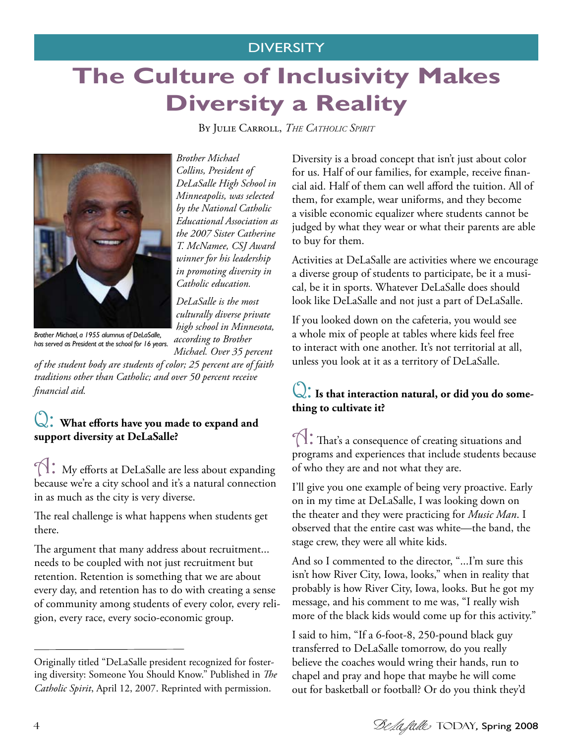DIVERSITY

# The Culture of Inclusivity Makes Diversity a Reality

By Julie Carroll, *The Catholic Spirit*

Brother Michael, a 1955 alumnus of DeLaSalle, has served as President at the school for 16 years.

*Brother Michael Collins, President of DeLaSalle High School in Minneapolis, was selected by the National Catholic Educational Association as the 2007 Sister Catherine T. McNamee, CSJ Award winner for his leadership in promoting diversity in Catholic education.*

*DeLaSalle is the most culturally diverse private high school in Minnesota, according to Brother Michael. Over 35 percent of the student body are students of color; 25 percent are of faith traditions other than Catholic; and over 50 percent receive financial aid.*

**Q: What efforts have you made to expand and support diversity at DeLaSalle?**

A: My efforts at DeLaSalle are less about expanding because we're a city school and it's a natural connection in as much as the city is very diverse.

The real challenge is what happens when students get there.

The argument that many address about recruitment... needs to be coupled with not just recruitment but retention. Retention is something that we are about every day, and retention has to do with creating a sense of community among students of every color, every religion, every race, every socio-economic group.

Diversity is a broad concept that isn't just about color for us. Half of our families, for example, receive financial aid. Half of them can well afford the tuition. All of them, for example, wear uniforms, and they become a visible economic equalizer where students cannot be judged by what they wear or what their parents are able to buy for them.

Activities at DeLaSalle are activities where we encourage a diverse group of students to participate, be it a musical, be it in sports. Whatever DeLaSalle does should look like DeLaSalle and not just a part of DeLaSalle.

If you looked down on the cafeteria, you would see a whole mix of people at tables where kids feel free to interact with one another. It's not territorial at all, unless you look at it as a territory of DeLaSalle.

**Q: Is that interaction natural, or did you do something to cultivate it?**

A: That's a consequence of creating situations and programs and experiences that include students because of who they are and not what they are.

I'll give you one example of being very proactive. Early on in my time at DeLaSalle, I was looking down on the theater and they were practicing for *Music Man*. I observed that the entire cast was white—the band, the stage crew, they were all white kids.

And so I commented to the director, "...I'm sure this isn't how River City, Iowa, looks," when in reality that probably is how River City, Iowa, looks. But he got my message, and his comment to me was, "I really wish more of the black kids would come up for this activity."

I said to him, "If a 6-foot-8, 250-pound black guy transferred to DeLaSalle tomorrow, do you really believe the coaches would wring their hands, run to chapel and pray and hope that maybe he will come out for basketball or football? Or do you think they'd

---

Originally titled "DeLaSalle president recognized for fostering diversity: Someone You Should Know." Published in *The Catholic Spirit*, April 12, 2007. Reprinted with permission.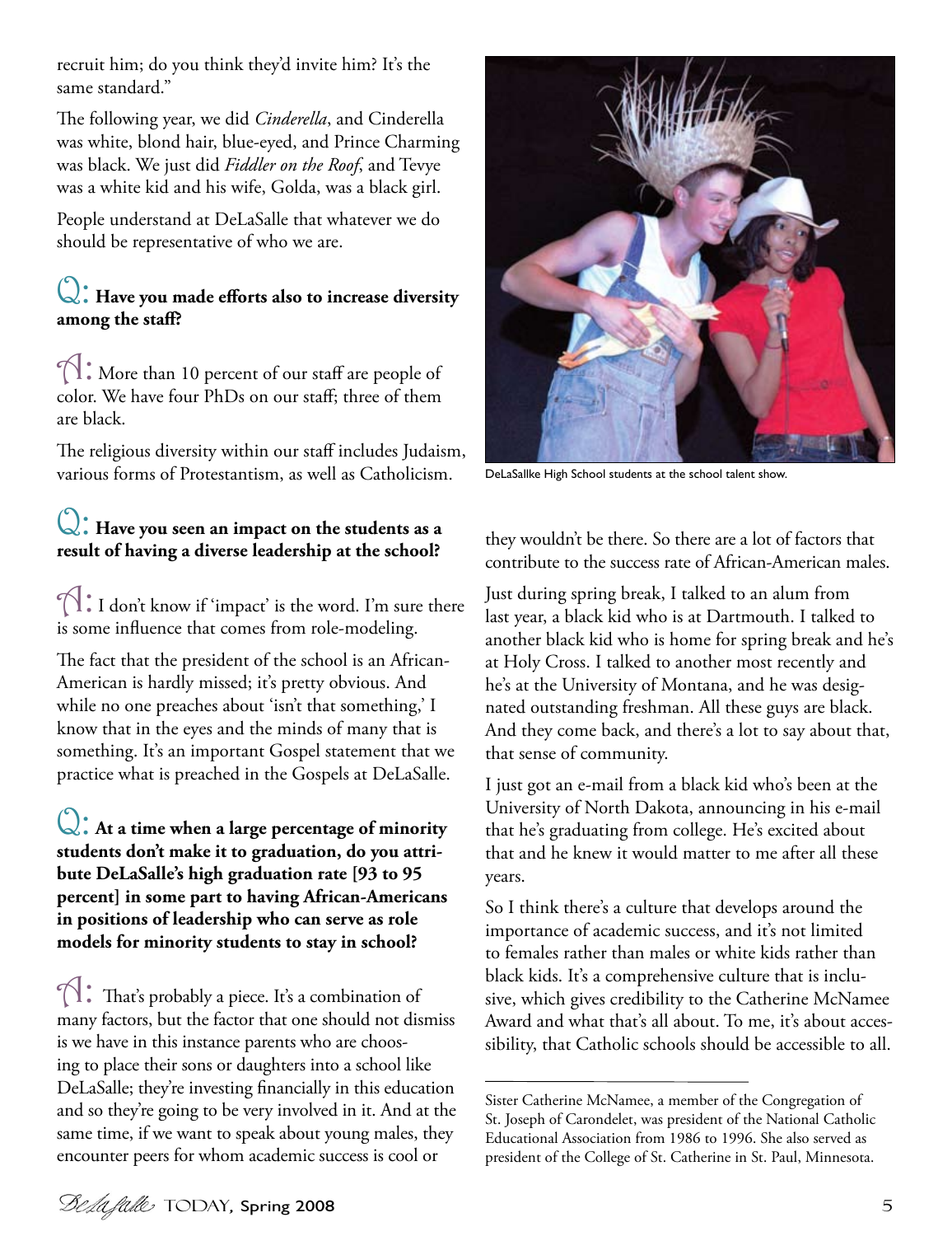recruit him; do you think they'd invite him? It's the same standard."

The following year, we did *Cinderella*, and Cinderella was white, blond hair, blue-eyed, and Prince Charming was black. We just did *Fiddler on the Roof*, and Tevye was a white kid and his wife, Golda, was a black girl.

People understand at DeLaSalle that whatever we do should be representative of who we are.

**Q: Have you made efforts also to increase diversity among the staff?**

A: More than 10 percent of our staff are people of color. We have four PhDs on our staff; three of them are black.

The religious diversity within our staff includes Judaism, various forms of Protestantism, as well as Catholicism.

**Q: Have you seen an impact on the students as a result of having a diverse leadership at the school?**

A: I don't know if 'impact' is the word. I'm sure there is some influence that comes from role-modeling.

The fact that the president of the school is an African-American is hardly missed; it's pretty obvious. And while no one preaches about 'isn't that something,' I know that in the eyes and the minds of many that is something. It's an important Gospel statement that we practice what is preached in the Gospels at DeLaSalle.

**Q: At a time when a large percentage of minority students don't make it to graduation, do you attribute DeLaSalle's high graduation rate [93 to 95 percent] in some part to having African-Americans in positions of leadership who can serve as role models for minority students to stay in school?**

A: That's probably a piece. It's a combination of many factors, but the factor that one should not dismiss is we have in this instance parents who are choosing to place their sons or daughters into a school like DeLaSalle; they're investing financially in this education and so they're going to be very involved in it. And at the same time, if we want to speak about young males, they encounter peers for whom academic success is cool or they wouldn't be there. So there are a lot of factors that contribute to the success rate of African-American males.

DeLaSallke High School students at the school talent show.

Just during spring break, I talked to an alum from last year, a black kid who is at Dartmouth. I talked to another black kid who is home for spring break and he's at Holy Cross. I talked to another most recently and he's at the University of Montana, and he was designated outstanding freshman. All these guys are black. And they come back, and there's a lot to say about that, that sense of community.

I just got an e-mail from a black kid who's been at the University of North Dakota, announcing in his e-mail that he's graduating from college. He's excited about that and he knew it would matter to me after all these years.

So I think there's a culture that develops around the importance of academic success, and it's not limited to females rather than males or white kids rather than black kids. It's a comprehensive culture that is inclusive, which gives credibility to the Catherine McNamee Award and what that's all about. To me, it's about accessibility, that Catholic schools should be accessible to all.

---

Sister Catherine McNamee, a member of the Congregation of St. Joseph of Carondelet, was president of the National Catholic Educational Association from 1986 to 1996. She also served as president of the College of St. Catherine in St. Paul, Minnesota.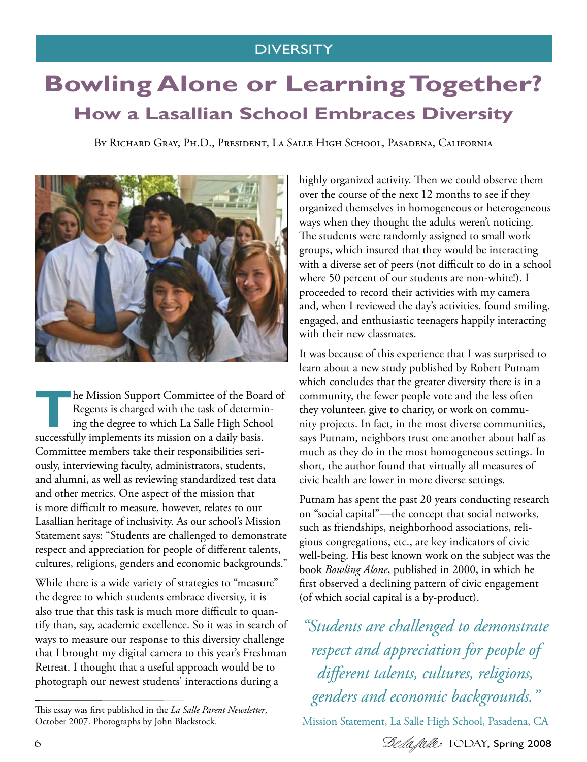DIVERSITY

# Bowling Alone or Learning Together?

## How a Lasallian School Embraces Diversity

By Richard Gray, Ph.D., President, La Salle High School, Pasadena, California

The Mission Support Committee of the Board of Regents is charged with the task of determining the degree to which La Salle High School successfully implements its mission on a daily basis. Committee members take their responsibilities seriously, interviewing faculty, administrators, students, and alumni, as well as reviewing standardized test data and other metrics. One aspect of the mission that is more difficult to measure, however, relates to our Lasallian heritage of inclusivity. As our school's Mission Statement says: "Students are challenged to demonstrate respect and appreciation for people of different talents, cultures, religions, genders and economic backgrounds."

While there is a wide variety of strategies to "measure" the degree to which students embrace diversity, it is also true that this task is much more difficult to quantify than, say, academic excellence. So it was in search of ways to measure our response to this diversity challenge that I brought my digital camera to this year's Freshman Retreat. I thought that a useful approach would be to photograph our newest students' interactions during a highly organized activity. Then we could observe them over the course of the next 12 months to see if they organized themselves in homogeneous or heterogeneous ways when they thought the adults weren't noticing. The students were randomly assigned to small work groups, which insured that they would be interacting with a diverse set of peers (not difficult to do in a school where 50 percent of our students are non-white!). I proceeded to record their activities with my camera and, when I reviewed the day's activities, found smiling, engaged, and enthusiastic teenagers happily interacting with their new classmates.

It was because of this experience that I was surprised to learn about a new study published by Robert Putnam which concludes that the greater diversity there is in a community, the fewer people vote and the less often they volunteer, give to charity, or work on community projects. In fact, in the most diverse communities, says Putnam, neighbors trust one another about half as much as they do in the most homogeneous settings. In short, the author found that virtually all measures of civic health are lower in more diverse settings.

Putnam has spent the past 20 years conducting research on "social capital"—the concept that social networks, such as friendships, neighborhood associations, religious congregations, etc., are key indicators of civic well-being. His best known work on the subject was the book *Bowling Alone*, published in 2000, in which he first observed a declining pattern of civic engagement (of which social capital is a by-product).

> *"Students are challenged to demonstrate respect and appreciation for people of different talents, cultures, religions, genders and economic backgrounds."*
>
> Mission Statement, La Salle High School, Pasadena, CA

---

This essay was first published in the *La Salle Parent Newsletter*, October 2007. Photographs by John Blackstock.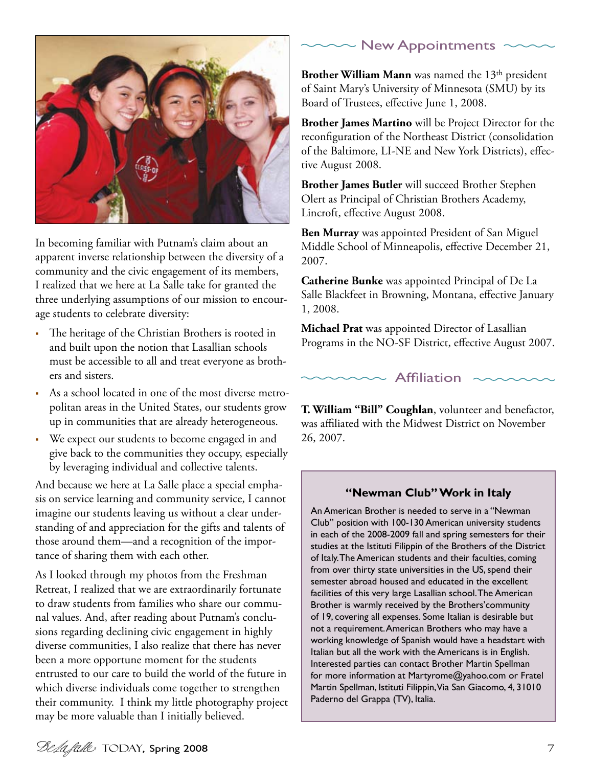In becoming familiar with Putnam's claim about an apparent inverse relationship between the diversity of a community and the civic engagement of its members, I realized that we here at La Salle take for granted the three underlying assumptions of our mission to encourage students to celebrate diversity:

- The heritage of the Christian Brothers is rooted in and built upon the notion that Lasallian schools must be accessible to all and treat everyone as brothers and sisters.
- As a school located in one of the most diverse metropolitan areas in the United States, our students grow up in communities that are already heterogeneous.
- We expect our students to become engaged in and give back to the communities they occupy, especially by leveraging individual and collective talents.

And because we here at La Salle place a special emphasis on service learning and community service, I cannot imagine our students leaving us without a clear understanding of and appreciation for the gifts and talents of those around them—and a recognition of the importance of sharing them with each other.

As I looked through my photos from the Freshman Retreat, I realized that we are extraordinarily fortunate to draw students from families who share our communal values. And, after reading about Putnam's conclusions regarding declining civic engagement in highly diverse communities, I also realize that there has never been a more opportune moment for the students entrusted to our care to build the world of the future in which diverse individuals come together to strengthen their community. I think my little photography project may be more valuable than I initially believed.

## New Appointments

**Brother William Mann** was named the 13th president of Saint Mary's University of Minnesota (SMU) by its Board of Trustees, effective June 1, 2008.

**Brother James Martino** will be Project Director for the reconfiguration of the Northeast District (consolidation of the Baltimore, LI-NE and New York Districts), effective August 2008.

**Brother James Butler** will succeed Brother Stephen Olert as Principal of Christian Brothers Academy, Lincroft, effective August 2008.

**Ben Murray** was appointed President of San Miguel Middle School of Minneapolis, effective December 21, 2007.

**Catherine Bunke** was appointed Principal of De La Salle Blackfeet in Browning, Montana, effective January 1, 2008.

**Michael Prat** was appointed Director of Lasallian Programs in the NO-SF District, effective August 2007.

## Affiliation

**T. William "Bill" Coughlan**, volunteer and benefactor, was affiliated with the Midwest District on November 26, 2007.

### "Newman Club" Work in Italy

An American Brother is needed to serve in a "Newman Club" position with 100-130 American university students in each of the 2008-2009 fall and spring semesters for their studies at the Istituti Filippin of the Brothers of the District of Italy. The American students and their faculties, coming from over thirty state universities in the US, spend their semester abroad housed and educated in the excellent facilities of this very large Lasallian school. The American Brother is warmly received by the Brothers' community of 19, covering all expenses. Some Italian is desirable but not a requirement. American Brothers who may have a working knowledge of Spanish would have a headstart with Italian but all the work with the Americans is in English. Interested parties can contact Brother Martin Spellman for more information at Martyrome@yahoo.com or Fratel Martin Spellman, Istituti Filippin, Via San Giacomo, 4, 31010 Paderno del Grappa (TV), Italia.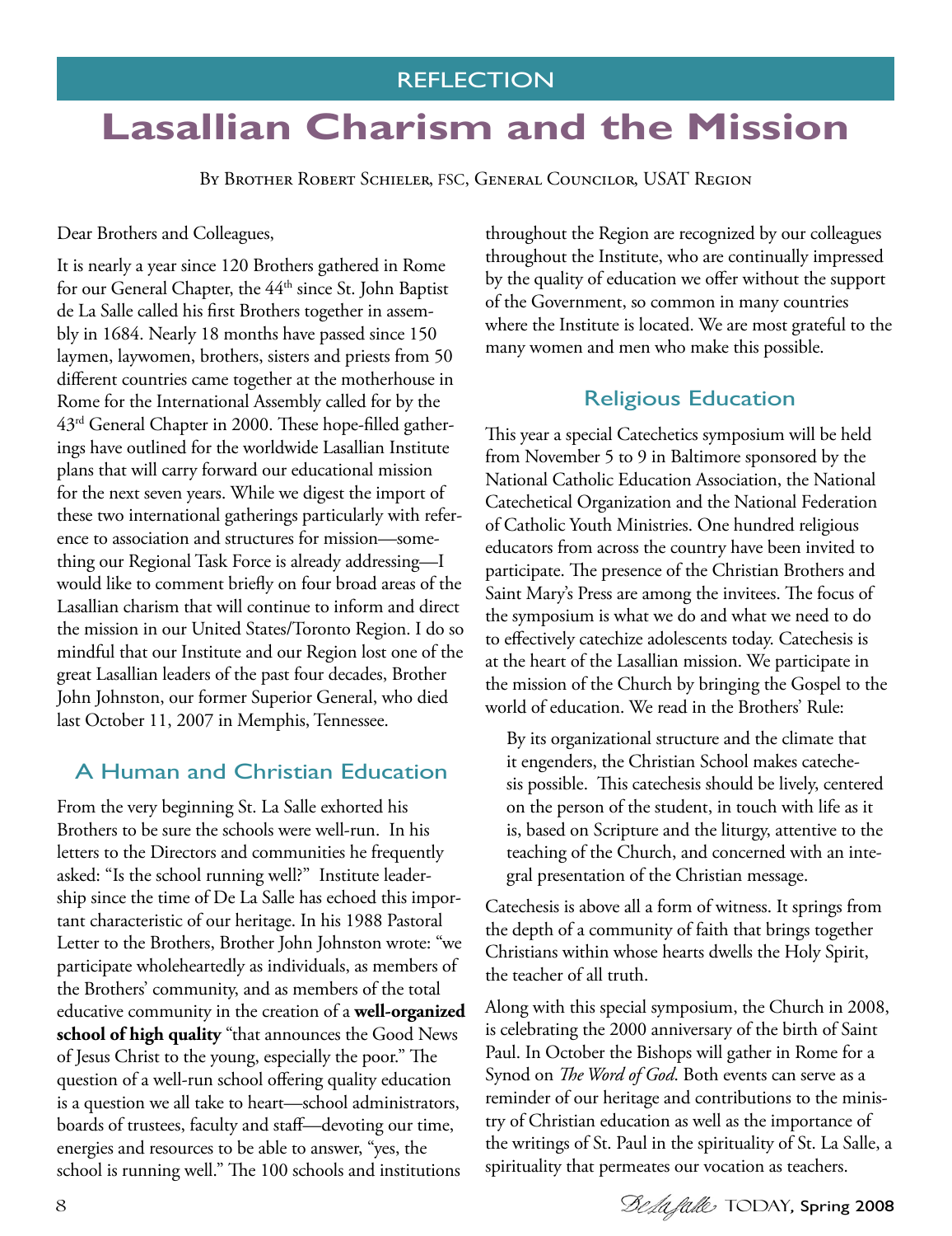REFLECTION

# Lasallian Charism and the Mission

By Brother Robert Schieler, FSC, General Councilor, USAT Region

Dear Brothers and Colleagues,

It is nearly a year since 120 Brothers gathered in Rome for our General Chapter, the 44th since St. John Baptist de La Salle called his first Brothers together in assembly in 1684. Nearly 18 months have passed since 150 laymen, laywomen, brothers, sisters and priests from 50 different countries came together at the motherhouse in Rome for the International Assembly called for by the 43rd General Chapter in 2000. These hope-filled gatherings have outlined for the worldwide Lasallian Institute plans that will carry forward our educational mission for the next seven years. While we digest the import of these two international gatherings particularly with reference to association and structures for mission—something our Regional Task Force is already addressing—I would like to comment briefly on four broad areas of the Lasallian charism that will continue to inform and direct the mission in our United States/Toronto Region. I do so mindful that our Institute and our Region lost one of the great Lasallian leaders of the past four decades, Brother John Johnston, our former Superior General, who died last October 11, 2007 in Memphis, Tennessee.

## A Human and Christian Education

From the very beginning St. La Salle exhorted his Brothers to be sure the schools were well-run. In his letters to the Directors and communities he frequently asked: "Is the school running well?" Institute leadership since the time of De La Salle has echoed this important characteristic of our heritage. In his 1988 Pastoral Letter to the Brothers, Brother John Johnston wrote: "we participate wholeheartedly as individuals, as members of the Brothers' community, and as members of the total educative community in the creation of a **well-organized school of high quality** "that announces the Good News of Jesus Christ to the young, especially the poor." The question of a well-run school offering quality education is a question we all take to heart—school administrators, boards of trustees, faculty and staff—devoting our time, energies and resources to be able to answer, "yes, the school is running well." The 100 schools and institutions throughout the Region are recognized by our colleagues throughout the Institute, who are continually impressed by the quality of education we offer without the support of the Government, so common in many countries where the Institute is located. We are most grateful to the many women and men who make this possible.

## Religious Education

This year a special Catechetics symposium will be held from November 5 to 9 in Baltimore sponsored by the National Catholic Education Association, the National Catechetical Organization and the National Federation of Catholic Youth Ministries. One hundred religious educators from across the country have been invited to participate. The presence of the Christian Brothers and Saint Mary's Press are among the invitees. The focus of the symposium is what we do and what we need to do to effectively catechize adolescents today. Catechesis is at the heart of the Lasallian mission. We participate in the mission of the Church by bringing the Gospel to the world of education. We read in the Brothers' Rule:

> By its organizational structure and the climate that it engenders, the Christian School makes catechesis possible. This catechesis should be lively, centered on the person of the student, in touch with life as it is, based on Scripture and the liturgy, attentive to the teaching of the Church, and concerned with an integral presentation of the Christian message.

Catechesis is above all a form of witness. It springs from the depth of a community of faith that brings together Christians within whose hearts dwells the Holy Spirit, the teacher of all truth.

Along with this special symposium, the Church in 2008, is celebrating the 2000 anniversary of the birth of Saint Paul. In October the Bishops will gather in Rome for a Synod on *The Word of God*. Both events can serve as a reminder of our heritage and contributions to the ministry of Christian education as well as the importance of the writings of St. Paul in the spirituality of St. La Salle, a spirituality that permeates our vocation as teachers.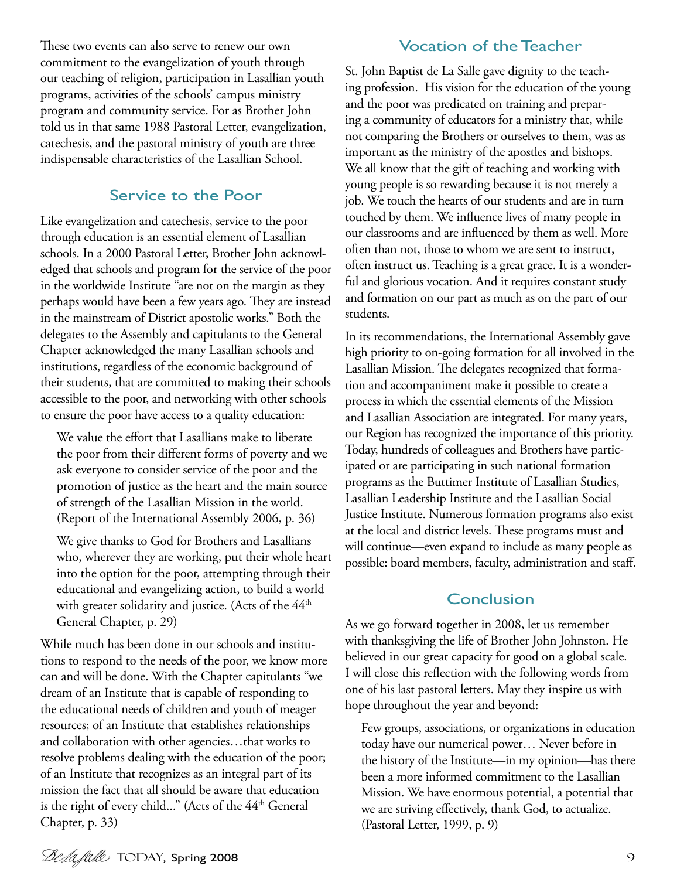These two events can also serve to renew our own commitment to the evangelization of youth through our teaching of religion, participation in Lasallian youth programs, activities of the schools' campus ministry program and community service. For as Brother John told us in that same 1988 Pastoral Letter, evangelization, catechesis, and the pastoral ministry of youth are three indispensable characteristics of the Lasallian School.

## Service to the Poor

Like evangelization and catechesis, service to the poor through education is an essential element of Lasallian schools. In a 2000 Pastoral Letter, Brother John acknowledged that schools and program for the service of the poor in the worldwide Institute "are not on the margin as they perhaps would have been a few years ago. They are instead in the mainstream of District apostolic works." Both the delegates to the Assembly and capitulants to the General Chapter acknowledged the many Lasallian schools and institutions, regardless of the economic background of their students, that are committed to making their schools accessible to the poor, and networking with other schools to ensure the poor have access to a quality education:

> We value the effort that Lasallians make to liberate the poor from their different forms of poverty and we ask everyone to consider service of the poor and the promotion of justice as the heart and the main source of strength of the Lasallian Mission in the world. (Report of the International Assembly 2006, p. 36)

> We give thanks to God for Brothers and Lasallians who, wherever they are working, put their whole heart into the option for the poor, attempting through their educational and evangelizing action, to build a world with greater solidarity and justice. (Acts of the 44th General Chapter, p. 29)

While much has been done in our schools and institutions to respond to the needs of the poor, we know more can and will be done. With the Chapter capitulants "we dream of an Institute that is capable of responding to the educational needs of children and youth of meager resources; of an Institute that establishes relationships and collaboration with other agencies…that works to resolve problems dealing with the education of the poor; of an Institute that recognizes as an integral part of its mission the fact that all should be aware that education is the right of every child..." (Acts of the 44th General Chapter, p. 33)

## Vocation of the Teacher

St. John Baptist de La Salle gave dignity to the teaching profession. His vision for the education of the young and the poor was predicated on training and preparing a community of educators for a ministry that, while not comparing the Brothers or ourselves to them, was as important as the ministry of the apostles and bishops. We all know that the gift of teaching and working with young people is so rewarding because it is not merely a job. We touch the hearts of our students and are in turn touched by them. We influence lives of many people in our classrooms and are influenced by them as well. More often than not, those to whom we are sent to instruct, often instruct us. Teaching is a great grace. It is a wonderful and glorious vocation. And it requires constant study and formation on our part as much as on the part of our students.

In its recommendations, the International Assembly gave high priority to on-going formation for all involved in the Lasallian Mission. The delegates recognized that formation and accompaniment make it possible to create a process in which the essential elements of the Mission and Lasallian Association are integrated. For many years, our Region has recognized the importance of this priority. Today, hundreds of colleagues and Brothers have participated or are participating in such national formation programs as the Buttimer Institute of Lasallian Studies, Lasallian Leadership Institute and the Lasallian Social Justice Institute. Numerous formation programs also exist at the local and district levels. These programs must and will continue—even expand to include as many people as possible: board members, faculty, administration and staff.

## Conclusion

As we go forward together in 2008, let us remember with thanksgiving the life of Brother John Johnston. He believed in our great capacity for good on a global scale. I will close this reflection with the following words from one of his last pastoral letters. May they inspire us with hope throughout the year and beyond:

> Few groups, associations, or organizations in education today have our numerical power… Never before in the history of the Institute—in my opinion—has there been a more informed commitment to the Lasallian Mission. We have enormous potential, a potential that we are striving effectively, thank God, to actualize. (Pastoral Letter, 1999, p. 9)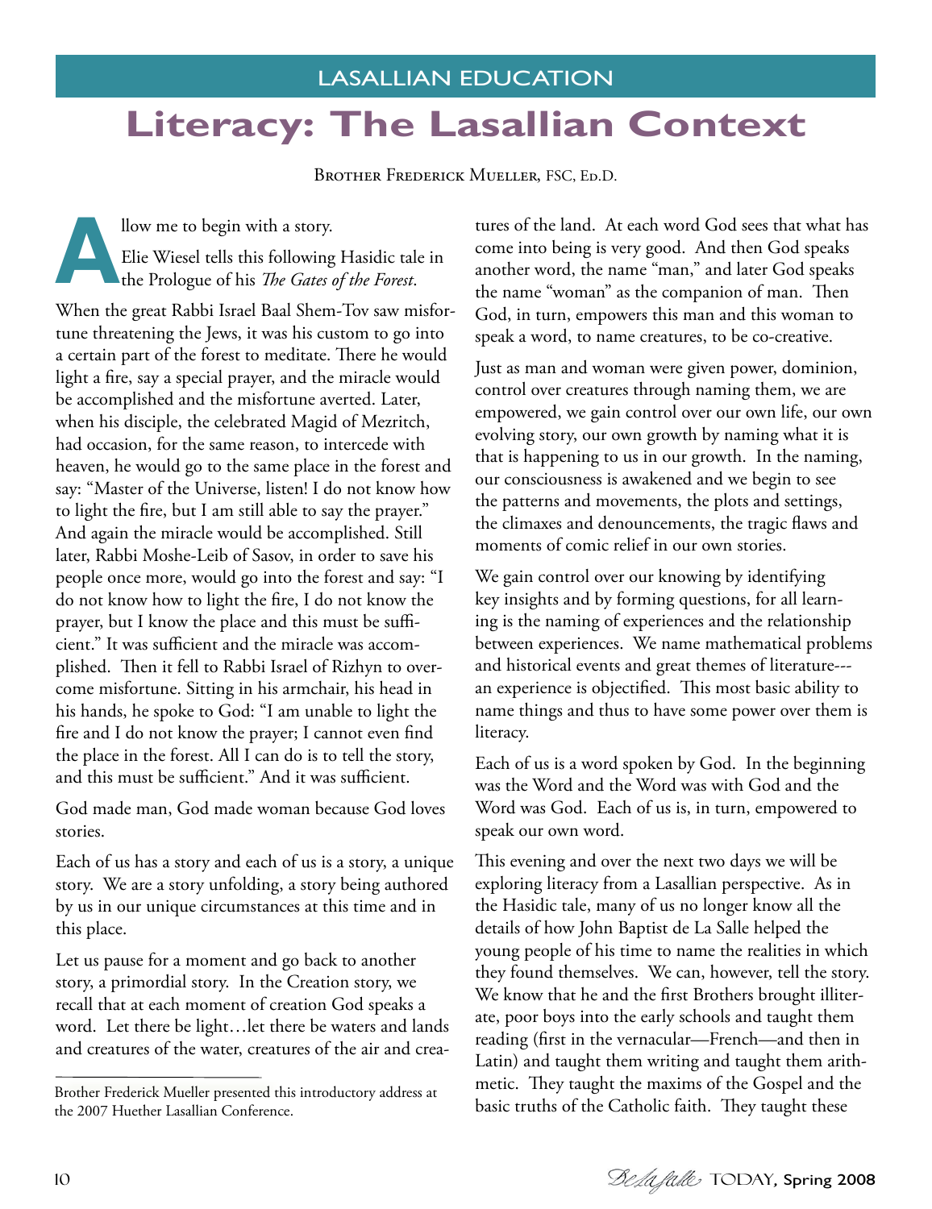LASALLIAN EDUCATION

# Literacy: The Lasallian Context

Brother Frederick Mueller, FSC, Ed.D.

Allow me to begin with a story.

Elie Wiesel tells this following Hasidic tale in the Prologue of his *The Gates of the Forest*.

When the great Rabbi Israel Baal Shem-Tov saw misfortune threatening the Jews, it was his custom to go into a certain part of the forest to meditate. There he would light a fire, say a special prayer, and the miracle would be accomplished and the misfortune averted. Later, when his disciple, the celebrated Magid of Mezritch, had occasion, for the same reason, to intercede with heaven, he would go to the same place in the forest and say: "Master of the Universe, listen! I do not know how to light the fire, but I am still able to say the prayer." And again the miracle would be accomplished. Still later, Rabbi Moshe-Leib of Sasov, in order to save his people once more, would go into the forest and say: "I do not know how to light the fire, I do not know the prayer, but I know the place and this must be sufficient." It was sufficient and the miracle was accomplished. Then it fell to Rabbi Israel of Rizhyn to overcome misfortune. Sitting in his armchair, his head in his hands, he spoke to God: "I am unable to light the fire and I do not know the prayer; I cannot even find the place in the forest. All I can do is to tell the story, and this must be sufficient." And it was sufficient.

God made man, God made woman because God loves stories.

Each of us has a story and each of us is a story, a unique story. We are a story unfolding, a story being authored by us in our unique circumstances at this time and in this place.

Let us pause for a moment and go back to another story, a primordial story. In the Creation story, we recall that at each moment of creation God speaks a word. Let there be light…let there be waters and lands and creatures of the water, creatures of the air and creatures of the land. At each word God sees that what has come into being is very good. And then God speaks another word, the name "man," and later God speaks the name "woman" as the companion of man. Then God, in turn, empowers this man and this woman to speak a word, to name creatures, to be co-creative.

Just as man and woman were given power, dominion, control over creatures through naming them, we are empowered, we gain control over our own life, our own evolving story, our own growth by naming what it is that is happening to us in our growth. In the naming, our consciousness is awakened and we begin to see the patterns and movements, the plots and settings, the climaxes and denouncements, the tragic flaws and moments of comic relief in our own stories.

We gain control over our knowing by identifying key insights and by forming questions, for all learning is the naming of experiences and the relationship between experiences. We name mathematical problems and historical events and great themes of literature---an experience is objectified. This most basic ability to name things and thus to have some power over them is literacy.

Each of us is a word spoken by God. In the beginning was the Word and the Word was with God and the Word was God. Each of us is, in turn, empowered to speak our own word.

This evening and over the next two days we will be exploring literacy from a Lasallian perspective. As in the Hasidic tale, many of us no longer know all the details of how John Baptist de La Salle helped the young people of his time to name the realities in which they found themselves. We can, however, tell the story. We know that he and the first Brothers brought illiterate, poor boys into the early schools and taught them reading (first in the vernacular—French—and then in Latin) and taught them writing and taught them arithmetic. They taught the maxims of the Gospel and the basic truths of the Catholic faith. They taught these

---

Brother Frederick Mueller presented this introductory address at the 2007 Huether Lasallian Conference.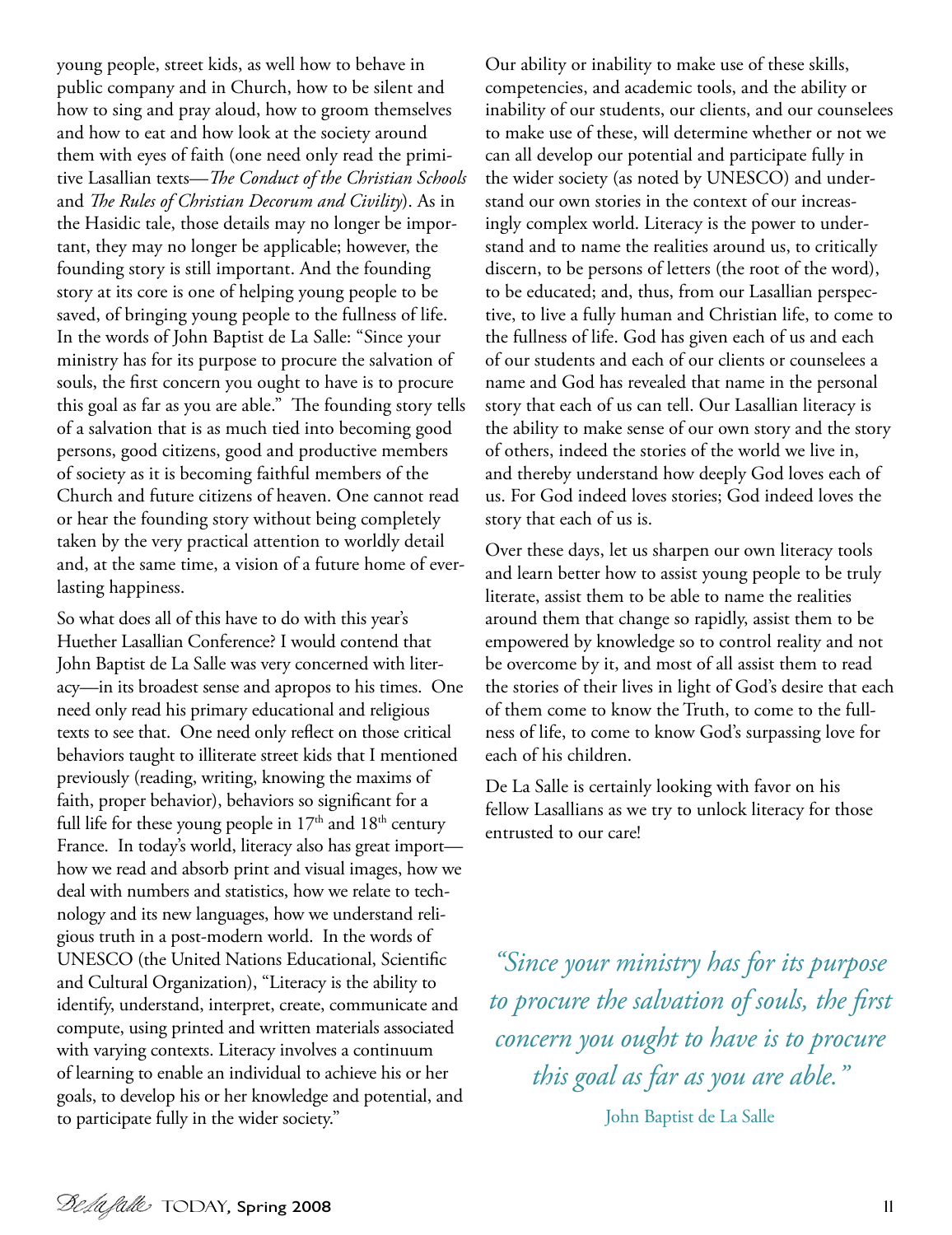young people, street kids, as well how to behave in public company and in Church, how to be silent and how to sing and pray aloud, how to groom themselves and how to eat and how look at the society around them with eyes of faith (one need only read the primitive Lasallian texts—*The Conduct of the Christian Schools* and *The Rules of Christian Decorum and Civility*). As in the Hasidic tale, those details may no longer be important, they may no longer be applicable; however, the founding story is still important. And the founding story at its core is one of helping young people to be saved, of bringing young people to the fullness of life. In the words of John Baptist de La Salle: "Since your ministry has for its purpose to procure the salvation of souls, the first concern you ought to have is to procure this goal as far as you are able." The founding story tells of a salvation that is as much tied into becoming good persons, good citizens, good and productive members of society as it is becoming faithful members of the Church and future citizens of heaven. One cannot read or hear the founding story without being completely taken by the very practical attention to worldly detail and, at the same time, a vision of a future home of everlasting happiness.

So what does all of this have to do with this year's Huether Lasallian Conference? I would contend that John Baptist de La Salle was very concerned with literacy—in its broadest sense and apropos to his times. One need only read his primary educational and religious texts to see that. One need only reflect on those critical behaviors taught to illiterate street kids that I mentioned previously (reading, writing, knowing the maxims of faith, proper behavior), behaviors so significant for a full life for these young people in 17th and 18th century France. In today's world, literacy also has great import—how we read and absorb print and visual images, how we deal with numbers and statistics, how we relate to technology and its new languages, how we understand religious truth in a post-modern world. In the words of UNESCO (the United Nations Educational, Scientific and Cultural Organization), "Literacy is the ability to identify, understand, interpret, create, communicate and compute, using printed and written materials associated with varying contexts. Literacy involves a continuum of learning to enable an individual to achieve his or her goals, to develop his or her knowledge and potential, and to participate fully in the wider society."

Our ability or inability to make use of these skills, competencies, and academic tools, and the ability or inability of our students, our clients, and our counselees to make use of these, will determine whether or not we can all develop our potential and participate fully in the wider society (as noted by UNESCO) and understand our own stories in the context of our increasingly complex world. Literacy is the power to understand and to name the realities around us, to critically discern, to be persons of letters (the root of the word), to be educated; and, thus, from our Lasallian perspective, to live a fully human and Christian life, to come to the fullness of life. God has given each of us and each of our students and each of our clients or counselees a name and God has revealed that name in the personal story that each of us can tell. Our Lasallian literacy is the ability to make sense of our own story and the story of others, indeed the stories of the world we live in, and thereby understand how deeply God loves each of us. For God indeed loves stories; God indeed loves the story that each of us is.

Over these days, let us sharpen our own literacy tools and learn better how to assist young people to be truly literate, assist them to be able to name the realities around them that change so rapidly, assist them to be empowered by knowledge so to control reality and not be overcome by it, and most of all assist them to read the stories of their lives in light of God's desire that each of them come to know the Truth, to come to the fullness of life, to come to know God's surpassing love for each of his children.

De La Salle is certainly looking with favor on his fellow Lasallians as we try to unlock literacy for those entrusted to our care!

> *"Since your ministry has for its purpose to procure the salvation of souls, the first concern you ought to have is to procure this goal as far as you are able."*
>
> John Baptist de La Salle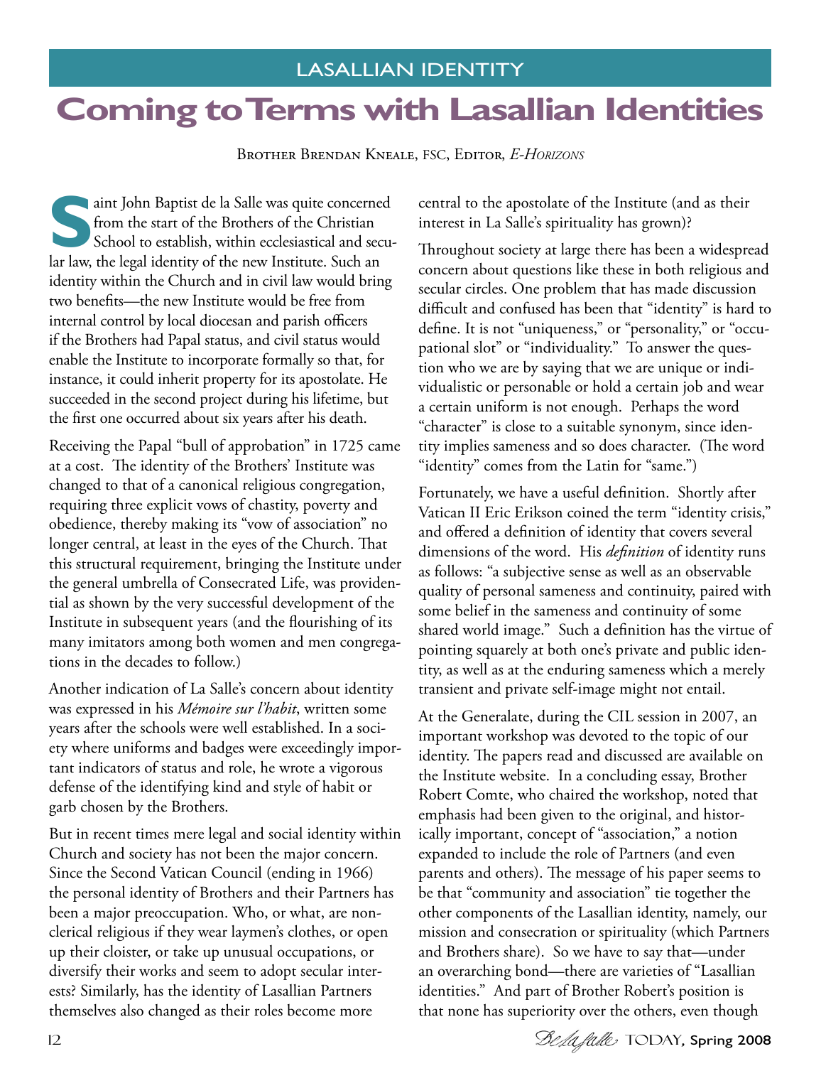LASALLIAN IDENTITY

# Coming to Terms with Lasallian Identities

Brother Brendan Kneale, FSC, Editor, *E-Horizons*

Saint John Baptist de la Salle was quite concerned from the start of the Brothers of the Christian School to establish, within ecclesiastical and secular law, the legal identity of the new Institute. Such an identity within the Church and in civil law would bring two benefits—the new Institute would be free from internal control by local diocesan and parish officers if the Brothers had Papal status, and civil status would enable the Institute to incorporate formally so that, for instance, it could inherit property for its apostolate. He succeeded in the second project during his lifetime, but the first one occurred about six years after his death.

Receiving the Papal "bull of approbation" in 1725 came at a cost. The identity of the Brothers' Institute was changed to that of a canonical religious congregation, requiring three explicit vows of chastity, poverty and obedience, thereby making its "vow of association" no longer central, at least in the eyes of the Church. That this structural requirement, bringing the Institute under the general umbrella of Consecrated Life, was providential as shown by the very successful development of the Institute in subsequent years (and the flourishing of its many imitators among both women and men congregations in the decades to follow.)

Another indication of La Salle's concern about identity was expressed in his *Mémoire sur l'habit*, written some years after the schools were well established. In a society where uniforms and badges were exceedingly important indicators of status and role, he wrote a vigorous defense of the identifying kind and style of habit or garb chosen by the Brothers.

But in recent times mere legal and social identity within Church and society has not been the major concern. Since the Second Vatican Council (ending in 1966) the personal identity of Brothers and their Partners has been a major preoccupation. Who, or what, are non-clerical religious if they wear laymen's clothes, or open up their cloister, or take up unusual occupations, or diversify their works and seem to adopt secular interests? Similarly, has the identity of Lasallian Partners themselves also changed as their roles become more central to the apostolate of the Institute (and as their interest in La Salle's spirituality has grown)?

Throughout society at large there has been a widespread concern about questions like these in both religious and secular circles. One problem that has made discussion difficult and confused has been that "identity" is hard to define. It is not "uniqueness," or "personality," or "occupational slot" or "individuality." To answer the question who we are by saying that we are unique or individualistic or personable or hold a certain job and wear a certain uniform is not enough. Perhaps the word "character" is close to a suitable synonym, since identity implies sameness and so does character. (The word "identity" comes from the Latin for "same.")

Fortunately, we have a useful definition. Shortly after Vatican II Eric Erikson coined the term "identity crisis," and offered a definition of identity that covers several dimensions of the word. His *definition* of identity runs as follows: "a subjective sense as well as an observable quality of personal sameness and continuity, paired with some belief in the sameness and continuity of some shared world image." Such a definition has the virtue of pointing squarely at both one's private and public identity, as well as at the enduring sameness which a merely transient and private self-image might not entail.

At the Generalate, during the CIL session in 2007, an important workshop was devoted to the topic of our identity. The papers read and discussed are available on the Institute website. In a concluding essay, Brother Robert Comte, who chaired the workshop, noted that emphasis had been given to the original, and historically important, concept of "association," a notion expanded to include the role of Partners (and even parents and others). The message of his paper seems to be that "community and association" tie together the other components of the Lasallian identity, namely, our mission and consecration or spirituality (which Partners and Brothers share). So we have to say that—under an overarching bond—there are varieties of "Lasallian identities." And part of Brother Robert's position is that none has superiority over the others, even though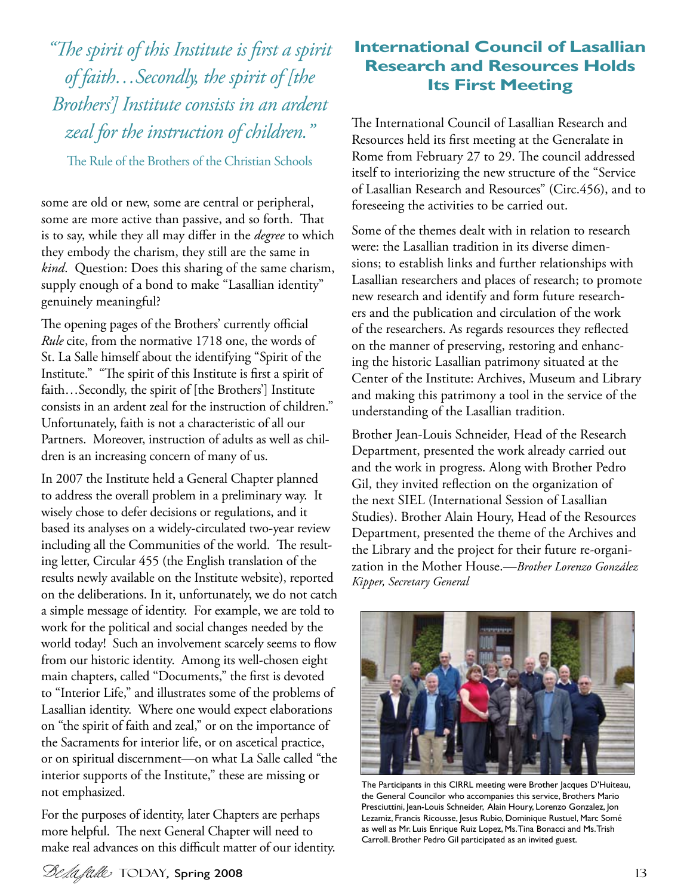*"The spirit of this Institute is first a spirit of faith…Secondly, the spirit of [the Brothers'] Institute consists in an ardent zeal for the instruction of children."*

The Rule of the Brothers of the Christian Schools

some are old or new, some are central or peripheral, some are more active than passive, and so forth. That is to say, while they all may differ in the *degree* to which they embody the charism, they still are the same in *kind*. Question: Does this sharing of the same charism, supply enough of a bond to make "Lasallian identity" genuinely meaningful?

The opening pages of the Brothers' currently official *Rule* cite, from the normative 1718 one, the words of St. La Salle himself about the identifying "Spirit of the Institute." "The spirit of this Institute is first a spirit of faith…Secondly, the spirit of [the Brothers'] Institute consists in an ardent zeal for the instruction of children." Unfortunately, faith is not a characteristic of all our Partners. Moreover, instruction of adults as well as children is an increasing concern of many of us.

In 2007 the Institute held a General Chapter planned to address the overall problem in a preliminary way. It wisely chose to defer decisions or regulations, and it based its analyses on a widely-circulated two-year review including all the Communities of the world. The resulting letter, Circular 455 (the English translation of the results newly available on the Institute website), reported on the deliberations. In it, unfortunately, we do not catch a simple message of identity. For example, we are told to work for the political and social changes needed by the world today! Such an involvement scarcely seems to flow from our historic identity. Among its well-chosen eight main chapters, called "Documents," the first is devoted to "Interior Life," and illustrates some of the problems of Lasallian identity. Where one would expect elaborations on "the spirit of faith and zeal," or on the importance of the Sacraments for interior life, or on ascetical practice, or on spiritual discernment—on what La Salle called "the interior supports of the Institute," these are missing or not emphasized.

For the purposes of identity, later Chapters are perhaps more helpful. The next General Chapter will need to make real advances on this difficult matter of our identity.

## International Council of Lasallian Research and Resources Holds Its First Meeting

The International Council of Lasallian Research and Resources held its first meeting at the Generalate in Rome from February 27 to 29. The council addressed itself to interiorizing the new structure of the "Service of Lasallian Research and Resources" (Circ.456), and to foreseeing the activities to be carried out.

Some of the themes dealt with in relation to research were: the Lasallian tradition in its diverse dimensions; to establish links and further relationships with Lasallian researchers and places of research; to promote new research and identify and form future researchers and the publication and circulation of the work of the researchers. As regards resources they reflected on the manner of preserving, restoring and enhancing the historic Lasallian patrimony situated at the Center of the Institute: Archives, Museum and Library and making this patrimony a tool in the service of the understanding of the Lasallian tradition.

Brother Jean-Louis Schneider, Head of the Research Department, presented the work already carried out and the work in progress. Along with Brother Pedro Gil, they invited reflection on the organization of the next SIEL (International Session of Lasallian Studies). Brother Alain Houry, Head of the Resources Department, presented the theme of the Archives and the Library and the project for their future re-organization in the Mother House.—*Brother Lorenzo González Kipper, Secretary General*

The Participants in this CIRRL meeting were Brother Jacques D'Huiteau, the General Councilor who accompanies this service, Brothers Mario Presciuttini, Jean-Louis Schneider, Alain Houry, Lorenzo Gonzalez, Jon Lezamiz, Francis Ricousse, Jesus Rubio, Dominique Rustuel, Marc Somé as well as Mr. Luis Enrique Ruiz Lopez, Ms. Tina Bonacci and Ms. Trish Carroll. Brother Pedro Gil participated as an invited guest.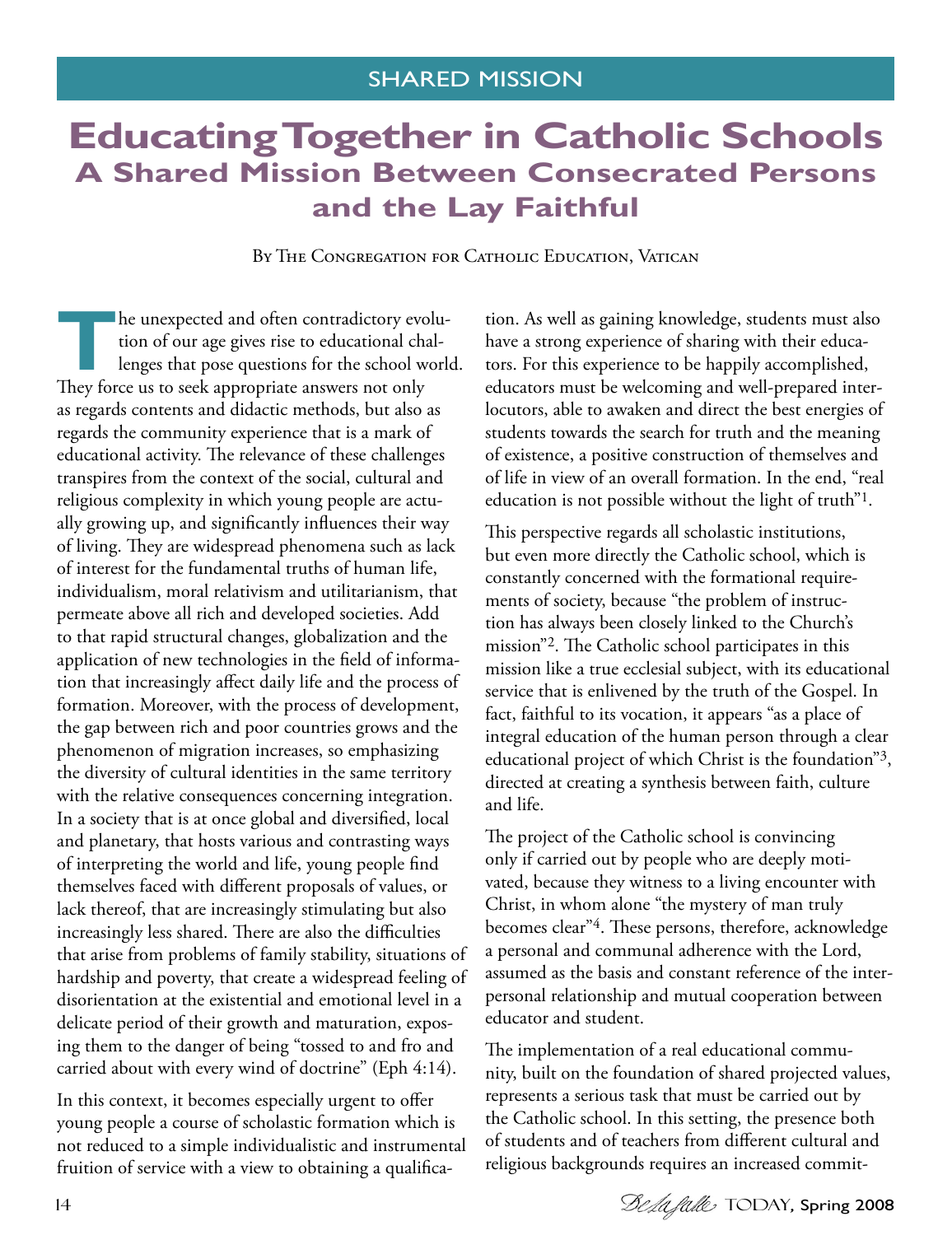SHARED MISSION

# Educating Together in Catholic Schools

## A Shared Mission Between Consecrated Persons and the Lay Faithful

By The Congregation for Catholic Education, Vatican

The unexpected and often contradictory evolution of our age gives rise to educational challenges that pose questions for the school world. They force us to seek appropriate answers not only as regards contents and didactic methods, but also as regards the community experience that is a mark of educational activity. The relevance of these challenges transpires from the context of the social, cultural and religious complexity in which young people are actually growing up, and significantly influences their way of living. They are widespread phenomena such as lack of interest for the fundamental truths of human life, individualism, moral relativism and utilitarianism, that permeate above all rich and developed societies. Add to that rapid structural changes, globalization and the application of new technologies in the field of information that increasingly affect daily life and the process of formation. Moreover, with the process of development, the gap between rich and poor countries grows and the phenomenon of migration increases, so emphasizing the diversity of cultural identities in the same territory with the relative consequences concerning integration. In a society that is at once global and diversified, local and planetary, that hosts various and contrasting ways of interpreting the world and life, young people find themselves faced with different proposals of values, or lack thereof, that are increasingly stimulating but also increasingly less shared. There are also the difficulties that arise from problems of family stability, situations of hardship and poverty, that create a widespread feeling of disorientation at the existential and emotional level in a delicate period of their growth and maturation, exposing them to the danger of being "tossed to and fro and carried about with every wind of doctrine" (Eph 4:14).

In this context, it becomes especially urgent to offer young people a course of scholastic formation which is not reduced to a simple individualistic and instrumental fruition of service with a view to obtaining a qualification. As well as gaining knowledge, students must also have a strong experience of sharing with their educators. For this experience to be happily accomplished, educators must be welcoming and well-prepared interlocutors, able to awaken and direct the best energies of students towards the search for truth and the meaning of existence, a positive construction of themselves and of life in view of an overall formation. In the end, "real education is not possible without the light of truth"[1].

This perspective regards all scholastic institutions, but even more directly the Catholic school, which is constantly concerned with the formational requirements of society, because "the problem of instruction has always been closely linked to the Church's mission"[2]. The Catholic school participates in this mission like a true ecclesial subject, with its educational service that is enlivened by the truth of the Gospel. In fact, faithful to its vocation, it appears "as a place of integral education of the human person through a clear educational project of which Christ is the foundation"[3], directed at creating a synthesis between faith, culture and life.

The project of the Catholic school is convincing only if carried out by people who are deeply motivated, because they witness to a living encounter with Christ, in whom alone "the mystery of man truly becomes clear"[4]. These persons, therefore, acknowledge a personal and communal adherence with the Lord, assumed as the basis and constant reference of the interpersonal relationship and mutual cooperation between educator and student.

The implementation of a real educational community, built on the foundation of shared projected values, represents a serious task that must be carried out by the Catholic school. In this setting, the presence both of students and of teachers from different cultural and religious backgrounds requires an increased commit-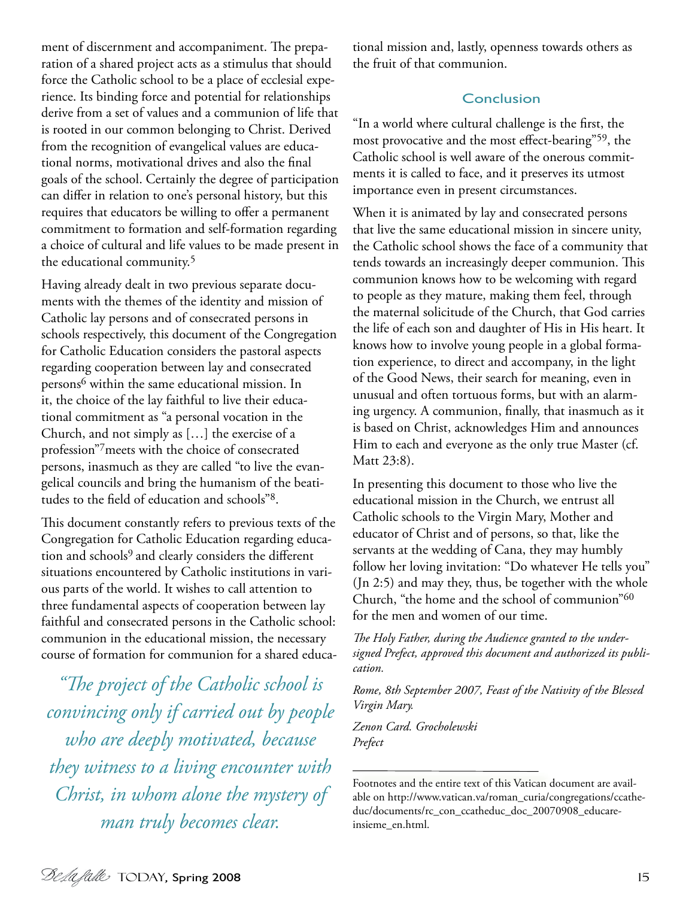ment of discernment and accompaniment. The preparation of a shared project acts as a stimulus that should force the Catholic school to be a place of ecclesial experience. Its binding force and potential for relationships derive from a set of values and a communion of life that is rooted in our common belonging to Christ. Derived from the recognition of evangelical values are educational norms, motivational drives and also the final goals of the school. Certainly the degree of participation can differ in relation to one's personal history, but this requires that educators be willing to offer a permanent commitment to formation and self-formation regarding a choice of cultural and life values to be made present in the educational community.[5]

Having already dealt in two previous separate documents with the themes of the identity and mission of Catholic lay persons and of consecrated persons in schools respectively, this document of the Congregation for Catholic Education considers the pastoral aspects regarding cooperation between lay and consecrated persons[6] within the same educational mission. In it, the choice of the lay faithful to live their educational commitment as "a personal vocation in the Church, and not simply as […] the exercise of a profession"[7] meets with the choice of consecrated persons, inasmuch as they are called "to live the evangelical councils and bring the humanism of the beatitudes to the field of education and schools"[8].

This document constantly refers to previous texts of the Congregation for Catholic Education regarding education and schools[9] and clearly considers the different situations encountered by Catholic institutions in various parts of the world. It wishes to call attention to three fundamental aspects of cooperation between lay faithful and consecrated persons in the Catholic school: communion in the educational mission, the necessary course of formation for communion for a shared educational mission and, lastly, openness towards others as the fruit of that communion.

*"The project of the Catholic school is convincing only if carried out by people who are deeply motivated, because they witness to a living encounter with Christ, in whom alone the mystery of man truly becomes clear.*

## Conclusion

"In a world where cultural challenge is the first, the most provocative and the most effect-bearing"[59], the Catholic school is well aware of the onerous commitments it is called to face, and it preserves its utmost importance even in present circumstances.

When it is animated by lay and consecrated persons that live the same educational mission in sincere unity, the Catholic school shows the face of a community that tends towards an increasingly deeper communion. This communion knows how to be welcoming with regard to people as they mature, making them feel, through the maternal solicitude of the Church, that God carries the life of each son and daughter of His in His heart. It knows how to involve young people in a global formation experience, to direct and accompany, in the light of the Good News, their search for meaning, even in unusual and often tortuous forms, but with an alarming urgency. A communion, finally, that inasmuch as it is based on Christ, acknowledges Him and announces Him to each and everyone as the only true Master (cf. Matt 23:8).

In presenting this document to those who live the educational mission in the Church, we entrust all Catholic schools to the Virgin Mary, Mother and educator of Christ and of persons, so that, like the servants at the wedding of Cana, they may humbly follow her loving invitation: "Do whatever He tells you" (Jn 2:5) and may they, thus, be together with the whole Church, "the home and the school of communion"[60] for the men and women of our time.

*The Holy Father, during the Audience granted to the undersigned Prefect, approved this document and authorized its publication.*

*Rome, 8th September 2007, Feast of the Nativity of the Blessed Virgin Mary.*

*Zenon Card. Grocholewski*
*Prefect*

---

Footnotes and the entire text of this Vatican document are available on http://www.vatican.va/roman_curia/congregations/ccatheduc/documents/rc_con_ccatheduc_doc_20070908_educare-insieme_en.html.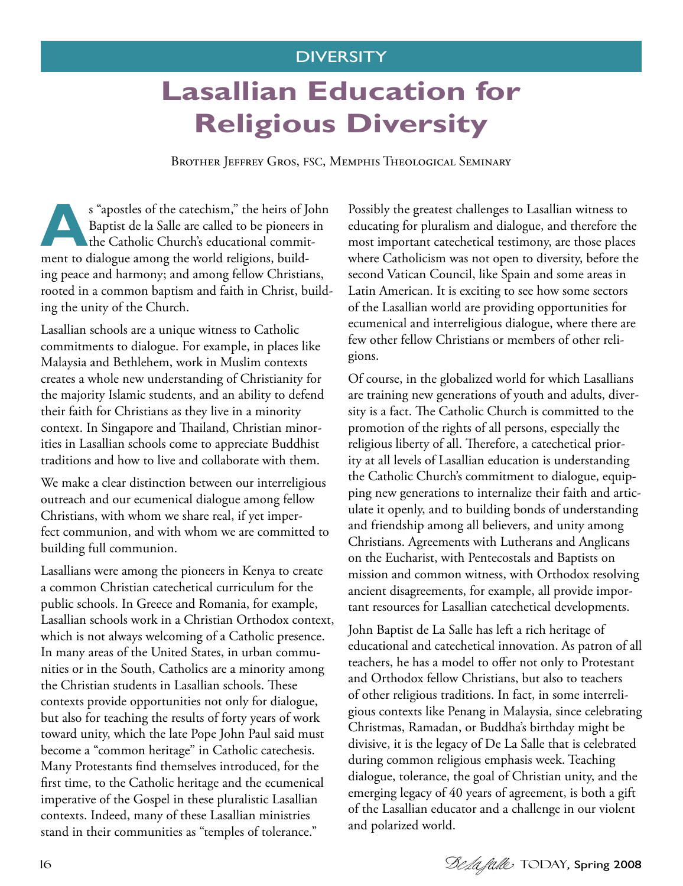DIVERSITY

# Lasallian Education for Religious Diversity

Brother Jeffrey Gros, FSC, Memphis Theological Seminary

As "apostles of the catechism," the heirs of John Baptist de la Salle are called to be pioneers in the Catholic Church's educational commitment to dialogue among the world religions, building peace and harmony; and among fellow Christians, rooted in a common baptism and faith in Christ, building the unity of the Church.

Lasallian schools are a unique witness to Catholic commitments to dialogue. For example, in places like Malaysia and Bethlehem, work in Muslim contexts creates a whole new understanding of Christianity for the majority Islamic students, and an ability to defend their faith for Christians as they live in a minority context. In Singapore and Thailand, Christian minorities in Lasallian schools come to appreciate Buddhist traditions and how to live and collaborate with them.

We make a clear distinction between our interreligious outreach and our ecumenical dialogue among fellow Christians, with whom we share real, if yet imperfect communion, and with whom we are committed to building full communion.

Lasallians were among the pioneers in Kenya to create a common Christian catechetical curriculum for the public schools. In Greece and Romania, for example, Lasallian schools work in a Christian Orthodox context, which is not always welcoming of a Catholic presence. In many areas of the United States, in urban communities or in the South, Catholics are a minority among the Christian students in Lasallian schools. These contexts provide opportunities not only for dialogue, but also for teaching the results of forty years of work toward unity, which the late Pope John Paul said must become a "common heritage" in Catholic catechesis. Many Protestants find themselves introduced, for the first time, to the Catholic heritage and the ecumenical imperative of the Gospel in these pluralistic Lasallian contexts. Indeed, many of these Lasallian ministries stand in their communities as "temples of tolerance."

Possibly the greatest challenges to Lasallian witness to educating for pluralism and dialogue, and therefore the most important catechetical testimony, are those places where Catholicism was not open to diversity, before the second Vatican Council, like Spain and some areas in Latin American. It is exciting to see how some sectors of the Lasallian world are providing opportunities for ecumenical and interreligious dialogue, where there are few other fellow Christians or members of other religions.

Of course, in the globalized world for which Lasallians are training new generations of youth and adults, diversity is a fact. The Catholic Church is committed to the promotion of the rights of all persons, especially the religious liberty of all. Therefore, a catechetical priority at all levels of Lasallian education is understanding the Catholic Church's commitment to dialogue, equipping new generations to internalize their faith and articulate it openly, and to building bonds of understanding and friendship among all believers, and unity among Christians. Agreements with Lutherans and Anglicans on the Eucharist, with Pentecostals and Baptists on mission and common witness, with Orthodox resolving ancient disagreements, for example, all provide important resources for Lasallian catechetical developments.

John Baptist de La Salle has left a rich heritage of educational and catechetical innovation. As patron of all teachers, he has a model to offer not only to Protestant and Orthodox fellow Christians, but also to teachers of other religious traditions. In fact, in some interreligious contexts like Penang in Malaysia, since celebrating Christmas, Ramadan, or Buddha's birthday might be divisive, it is the legacy of De La Salle that is celebrated during common religious emphasis week. Teaching dialogue, tolerance, the goal of Christian unity, and the emerging legacy of 40 years of agreement, is both a gift of the Lasallian educator and a challenge in our violent and polarized world.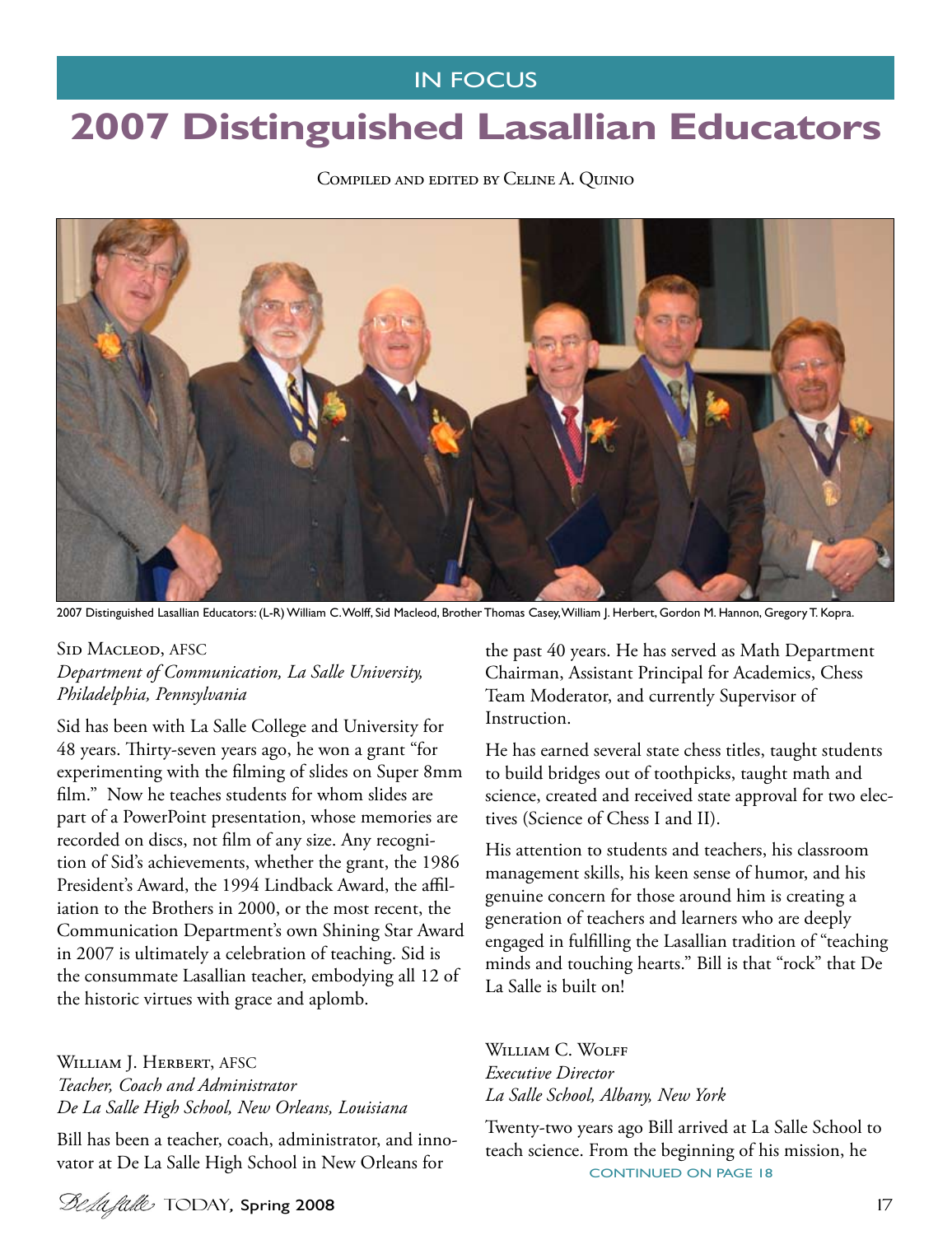IN FOCUS

# 2007 Distinguished Lasallian Educators

Compiled and edited by Celine A. Quinio

2007 Distinguished Lasallian Educators: (L-R) William C. Wolff, Sid Macleod, Brother Thomas Casey, William J. Herbert, Gordon M. Hannon, Gregory T. Kopra.

Sid Macleod, AFSC
*Department of Communication, La Salle University, Philadelphia, Pennsylvania*

Sid has been with La Salle College and University for 48 years. Thirty-seven years ago, he won a grant "for experimenting with the filming of slides on Super 8mm film." Now he teaches students for whom slides are part of a PowerPoint presentation, whose memories are recorded on discs, not film of any size. Any recognition of Sid's achievements, whether the grant, the 1986 President's Award, the 1994 Lindback Award, the affiliation to the Brothers in 2000, or the most recent, the Communication Department's own Shining Star Award in 2007 is ultimately a celebration of teaching. Sid is the consummate Lasallian teacher, embodying all 12 of the historic virtues with grace and aplomb.

William J. Herbert, AFSC
*Teacher, Coach and Administrator*
*De La Salle High School, New Orleans, Louisiana*

Bill has been a teacher, coach, administrator, and innovator at De La Salle High School in New Orleans for the past 40 years. He has served as Math Department Chairman, Assistant Principal for Academics, Chess Team Moderator, and currently Supervisor of Instruction.

He has earned several state chess titles, taught students to build bridges out of toothpicks, taught math and science, created and received state approval for two electives (Science of Chess I and II).

His attention to students and teachers, his classroom management skills, his keen sense of humor, and his genuine concern for those around him is creating a generation of teachers and learners who are deeply engaged in fulfilling the Lasallian tradition of "teaching minds and touching hearts." Bill is that "rock" that De La Salle is built on!

William C. Wolff
*Executive Director*
*La Salle School, Albany, New York*

Twenty-two years ago Bill arrived at La Salle School to teach science. From the beginning of his mission, he

CONTINUED ON PAGE 18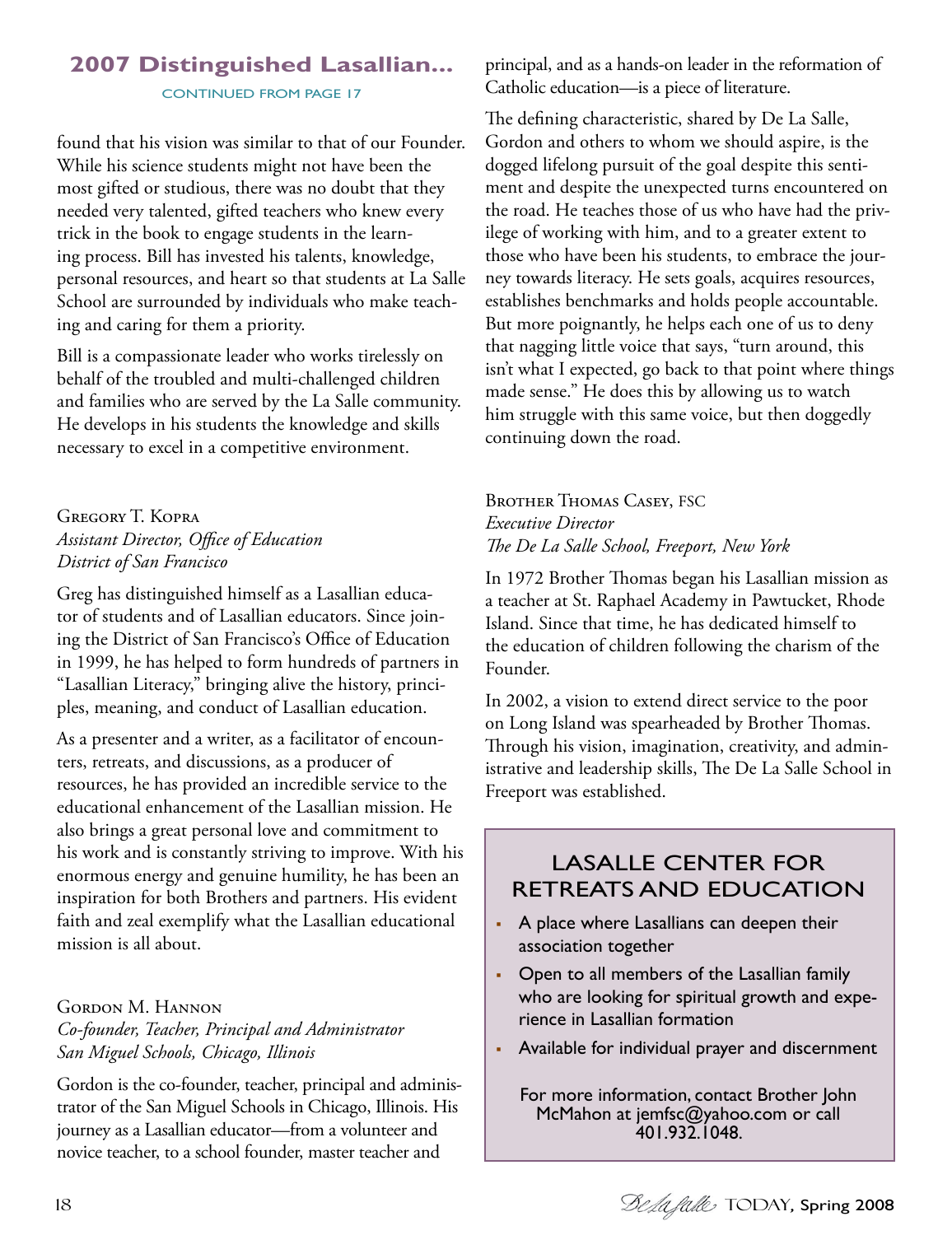## 2007 Distinguished Lasallian...

CONTINUED FROM PAGE 17

found that his vision was similar to that of our Founder. While his science students might not have been the most gifted or studious, there was no doubt that they needed very talented, gifted teachers who knew every trick in the book to engage students in the learning process. Bill has invested his talents, knowledge, personal resources, and heart so that students at La Salle School are surrounded by individuals who make teaching and caring for them a priority.

Bill is a compassionate leader who works tirelessly on behalf of the troubled and multi-challenged children and families who are served by the La Salle community. He develops in his students the knowledge and skills necessary to excel in a competitive environment.

Gregory T. Kopra  
*Assistant Director, Office of Education*  
*District of San Francisco*

Greg has distinguished himself as a Lasallian educator of students and of Lasallian educators. Since joining the District of San Francisco's Office of Education in 1999, he has helped to form hundreds of partners in "Lasallian Literacy," bringing alive the history, principles, meaning, and conduct of Lasallian education.

As a presenter and a writer, as a facilitator of encounters, retreats, and discussions, as a producer of resources, he has provided an incredible service to the educational enhancement of the Lasallian mission. He also brings a great personal love and commitment to his work and is constantly striving to improve. With his enormous energy and genuine humility, he has been an inspiration for both Brothers and partners. His evident faith and zeal exemplify what the Lasallian educational mission is all about.

Gordon M. Hannon  
*Co-founder, Teacher, Principal and Administrator*  
*San Miguel Schools, Chicago, Illinois*

Gordon is the co-founder, teacher, principal and administrator of the San Miguel Schools in Chicago, Illinois. His journey as a Lasallian educator—from a volunteer and novice teacher, to a school founder, master teacher and principal, and as a hands-on leader in the reformation of Catholic education—is a piece of literature.

The defining characteristic, shared by De La Salle, Gordon and others to whom we should aspire, is the dogged lifelong pursuit of the goal despite this sentiment and despite the unexpected turns encountered on the road. He teaches those of us who have had the privilege of working with him, and to a greater extent to those who have been his students, to embrace the journey towards literacy. He sets goals, acquires resources, establishes benchmarks and holds people accountable. But more poignantly, he helps each one of us to deny that nagging little voice that says, "turn around, this isn't what I expected, go back to that point where things made sense." He does this by allowing us to watch him struggle with this same voice, but then doggedly continuing down the road.

Brother Thomas Casey, FSC  
*Executive Director*  
*The De La Salle School, Freeport, New York*

In 1972 Brother Thomas began his Lasallian mission as a teacher at St. Raphael Academy in Pawtucket, Rhode Island. Since that time, he has dedicated himself to the education of children following the charism of the Founder.

In 2002, a vision to extend direct service to the poor on Long Island was spearheaded by Brother Thomas. Through his vision, imagination, creativity, and administrative and leadership skills, The De La Salle School in Freeport was established.

### LASALLE CENTER FOR RETREATS AND EDUCATION

- A place where Lasallians can deepen their association together
- Open to all members of the Lasallian family who are looking for spiritual growth and experience in Lasallian formation
- Available for individual prayer and discernment

For more information, contact Brother John McMahon at jemfsc@yahoo.com or call 401.932.1048.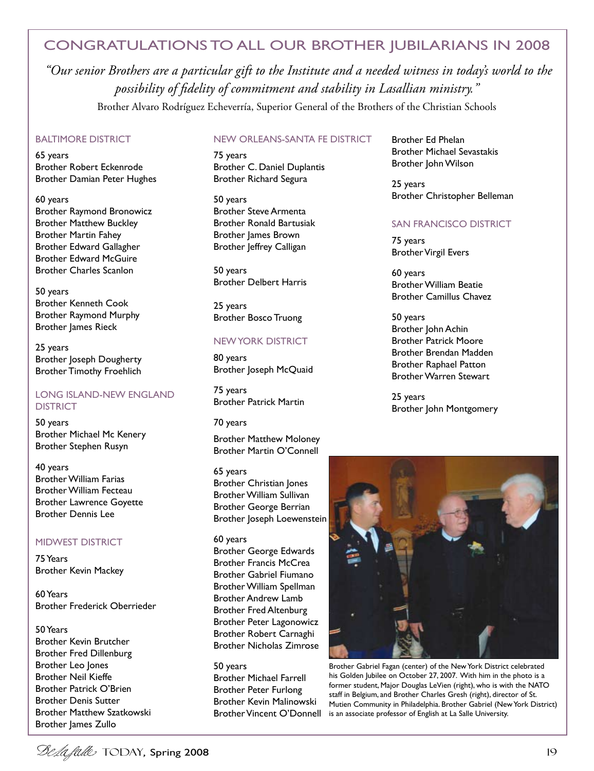# CONGRATULATIONS TO ALL OUR BROTHER JUBILARIANS IN 2008

*"Our senior Brothers are a particular gift to the Institute and a needed witness in today's world to the possibility of fidelity of commitment and stability in Lasallian ministry."*

Brother Alvaro Rodríguez Echeverría, Superior General of the Brothers of the Christian Schools

## BALTIMORE DISTRICT

65 years
Brother Robert Eckenrode
Brother Damian Peter Hughes

60 years
Brother Raymond Bronowicz
Brother Matthew Buckley
Brother Martin Fahey
Brother Edward Gallagher
Brother Edward McGuire
Brother Charles Scanlon

50 years
Brother Kenneth Cook
Brother Raymond Murphy
Brother James Rieck

25 years
Brother Joseph Dougherty
Brother Timothy Froehlich

## LONG ISLAND-NEW ENGLAND DISTRICT

50 years
Brother Michael Mc Kenery
Brother Stephen Rusyn

40 years
Brother William Farias
Brother William Fecteau
Brother Lawrence Goyette
Brother Dennis Lee

## MIDWEST DISTRICT

75 Years
Brother Kevin Mackey

60 Years
Brother Frederick Oberrieder

50 Years
Brother Kevin Brutcher
Brother Fred Dillenburg
Brother Leo Jones
Brother Neil Kieffe
Brother Patrick O'Brien
Brother Denis Sutter
Brother Matthew Szatkowski
Brother James Zullo

## NEW ORLEANS-SANTA FE DISTRICT

75 years
Brother C. Daniel Duplantis
Brother Richard Segura

50 years
Brother Steve Armenta
Brother Ronald Bartusiak
Brother James Brown
Brother Jeffrey Calligan

50 years
Brother Delbert Harris

25 years
Brother Bosco Truong

## NEW YORK DISTRICT

80 years
Brother Joseph McQuaid

75 years
Brother Patrick Martin

70 years
Brother Matthew Moloney
Brother Martin O'Connell

65 years
Brother Christian Jones
Brother William Sullivan
Brother George Berrian
Brother Joseph Loewenstein

60 years
Brother George Edwards
Brother Francis McCrea
Brother Gabriel Fiumano
Brother William Spellman
Brother Andrew Lamb
Brother Fred Altenburg
Brother Peter Lagonowicz
Brother Robert Carnaghi
Brother Nicholas Zimrose

50 years
Brother Michael Farrell
Brother Peter Furlong
Brother Kevin Malinowski
Brother Vincent O'Donnell
Brother Ed Phelan
Brother Michael Sevastakis
Brother John Wilson

25 years
Brother Christopher Belleman

## SAN FRANCISCO DISTRICT

75 years
Brother Virgil Evers

60 years
Brother William Beatie
Brother Camillus Chavez

50 years
Brother John Achin
Brother Patrick Moore
Brother Brendan Madden
Brother Raphael Patton
Brother Warren Stewart

25 years
Brother John Montgomery

Brother Gabriel Fagan (center) of the New York District celebrated his Golden Jubilee on October 27, 2007. With him in the photo is a former student, Major Douglas LeVien (right), who is with the NATO staff in Belgium, and Brother Charles Gresh (right), director of St. Mutien Community in Philadelphia. Brother Gabriel (New York District) is an associate professor of English at La Salle University.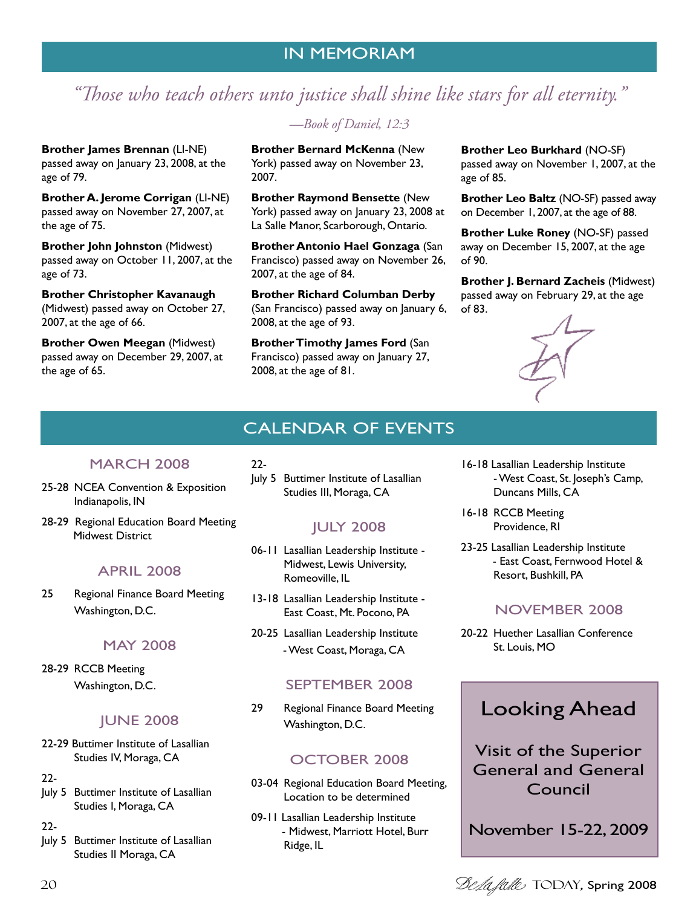# IN MEMORIAM

*"Those who teach others unto justice shall shine like stars for all eternity."*

*—Book of Daniel, 12:3*

**Brother James Brennan** (LI-NE) passed away on January 23, 2008, at the age of 79.

**Brother A. Jerome Corrigan** (LI-NE) passed away on November 27, 2007, at the age of 75.

**Brother John Johnston** (Midwest) passed away on October 11, 2007, at the age of 73.

**Brother Christopher Kavanaugh** (Midwest) passed away on October 27, 2007, at the age of 66.

**Brother Owen Meegan** (Midwest) passed away on December 29, 2007, at the age of 65.

**Brother Bernard McKenna** (New York) passed away on November 23, 2007.

**Brother Raymond Bensette** (New York) passed away on January 23, 2008 at La Salle Manor, Scarborough, Ontario.

**Brother Antonio Hael Gonzaga** (San Francisco) passed away on November 26, 2007, at the age of 84.

**Brother Richard Columban Derby** (San Francisco) passed away on January 6, 2008, at the age of 93.

**Brother Timothy James Ford** (San Francisco) passed away on January 27, 2008, at the age of 81.

**Brother Leo Burkhard** (NO-SF) passed away on November 1, 2007, at the age of 85.

**Brother Leo Baltz** (NO-SF) passed away on December 1, 2007, at the age of 88.

**Brother Luke Roney** (NO-SF) passed away on December 15, 2007, at the age of 90.

**Brother J. Bernard Zacheis** (Midwest) passed away on February 29, at the age of 83.

# CALENDAR OF EVENTS

## MARCH 2008

- 25-28 NCEA Convention & Exposition Indianapolis, IN
- 28-29 Regional Education Board Meeting Midwest District

## APRIL 2008

- 25 Regional Finance Board Meeting Washington, D.C.

## MAY 2008

- 28-29 RCCB Meeting Washington, D.C.

## JUNE 2008

- 22-29 Buttimer Institute of Lasallian Studies IV, Moraga, CA
- 22-July 5 Buttimer Institute of Lasallian Studies I, Moraga, CA
- 22-July 5 Buttimer Institute of Lasallian Studies II Moraga, CA
- 22-July 5 Buttimer Institute of Lasallian Studies III, Moraga, CA

## JULY 2008

- 06-11 Lasallian Leadership Institute - Midwest, Lewis University, Romeoville, IL
- 13-18 Lasallian Leadership Institute - East Coast, Mt. Pocono, PA
- 20-25 Lasallian Leadership Institute - West Coast, Moraga, CA

## SEPTEMBER 2008

- 29 Regional Finance Board Meeting Washington, D.C.

## OCTOBER 2008

- 03-04 Regional Education Board Meeting, Location to be determined
- 09-11 Lasallian Leadership Institute - Midwest, Marriott Hotel, Burr Ridge, IL
- 16-18 Lasallian Leadership Institute - West Coast, St. Joseph's Camp, Duncans Mills, CA
- 16-18 RCCB Meeting Providence, RI
- 23-25 Lasallian Leadership Institute - East Coast, Fernwood Hotel & Resort, Bushkill, PA

## NOVEMBER 2008

- 20-22 Huether Lasallian Conference St. Louis, MO

## Looking Ahead

Visit of the Superior General and General Council

November 15-22, 2009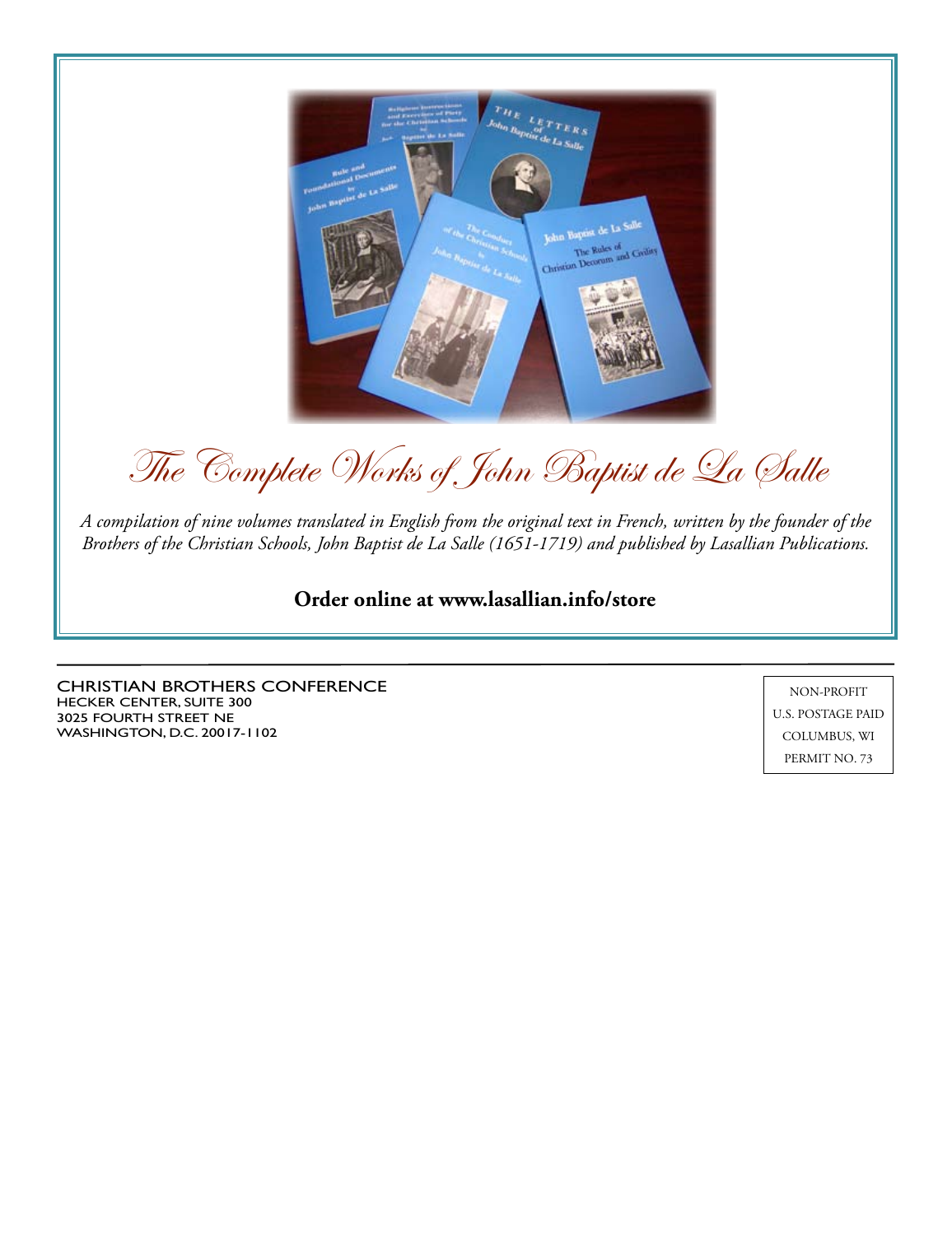# The Complete Works of John Baptist de La Salle

*A compilation of nine volumes translated in English from the original text in French, written by the founder of the Brothers of the Christian Schools, John Baptist de La Salle (1651-1719) and published by Lasallian Publications.*

**Order online at www.lasallian.info/store**

---

CHRISTIAN BROTHERS CONFERENCE
HECKER CENTER, SUITE 300
3025 FOURTH STREET NE
WASHINGTON, D.C. 20017-1102

NON-PROFIT
U.S. POSTAGE PAID
COLUMBUS, WI
PERMIT NO. 73